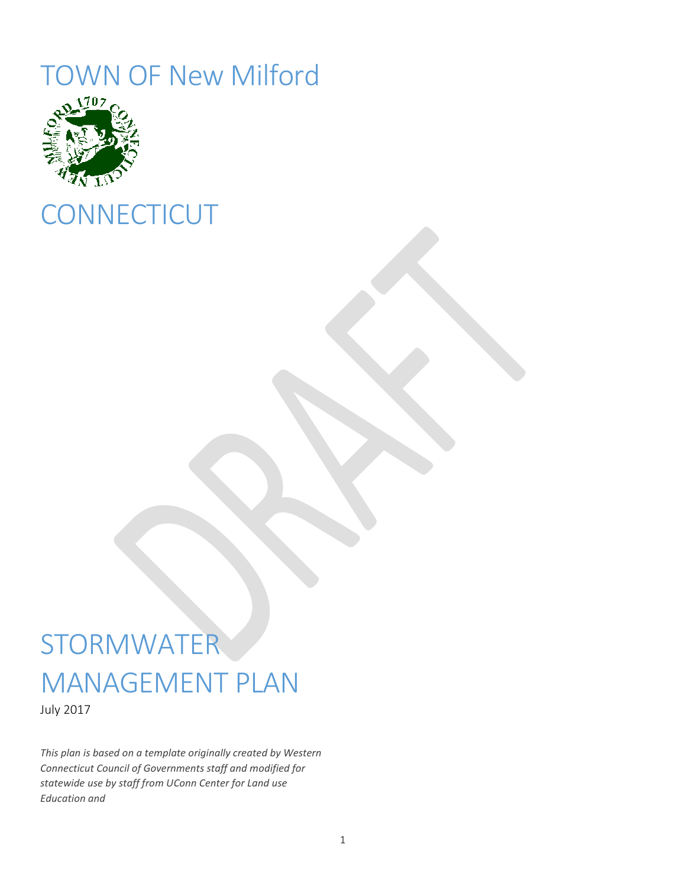# TOWN OF New Milford

# CONNECTICUT

DRAFT

# STORMWATER MANAGEMENT PLAN

July 2017

*This plan is based on a template originally created by Western Connecticut Council of Governments staff and modified for statewide use by staff from UConn Center for Land use Education and*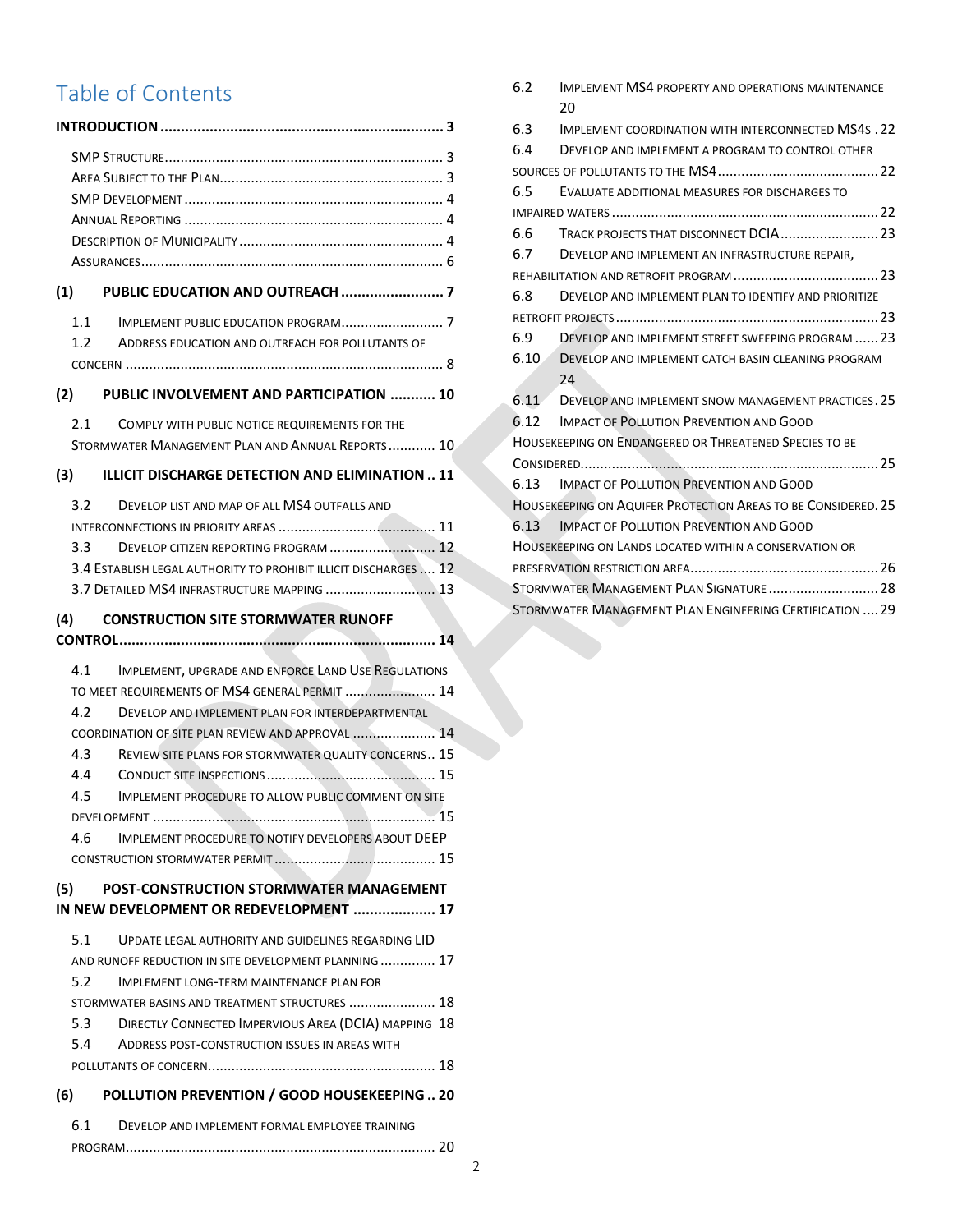# Table of Contents

**INTRODUCTION ..................................................................... 3**

- SMP STRUCTURE ....................................................................... 3
- AREA SUBJECT TO THE PLAN ......................................................... 3
- SMP DEVELOPMENT ..................................................................... 4
- ANNUAL REPORTING ..................................................................... 4
- DESCRIPTION OF MUNICIPALITY ..................................................... 4
- ASSURANCES ............................................................................... 6

**(1) PUBLIC EDUCATION AND OUTREACH ......................... 7**

- 1.1 IMPLEMENT PUBLIC EDUCATION PROGRAM .......................... 7
- 1.2 ADDRESS EDUCATION AND OUTREACH FOR POLLUTANTS OF CONCERN ........................................................................... 8

**(2) PUBLIC INVOLVEMENT AND PARTICIPATION ........... 10**

- 2.1 COMPLY WITH PUBLIC NOTICE REQUIREMENTS FOR THE STORMWATER MANAGEMENT PLAN AND ANNUAL REPORTS ............ 10

**(3) ILLICIT DISCHARGE DETECTION AND ELIMINATION .. 11**

- 3.2 DEVELOP LIST AND MAP OF ALL MS4 OUTFALLS AND INTERCONNECTIONS IN PRIORITY AREAS ........................................ 11
- 3.3 DEVELOP CITIZEN REPORTING PROGRAM ........................... 12
- 3.4 ESTABLISH LEGAL AUTHORITY TO PROHIBIT ILLICIT DISCHARGES .... 12
- 3.7 DETAILED MS4 INFRASTRUCTURE MAPPING ............................ 13

**(4) CONSTRUCTION SITE STORMWATER RUNOFF CONTROL ............................................................................. 14**

- 4.1 IMPLEMENT, UPGRADE AND ENFORCE LAND USE REGULATIONS TO MEET REQUIREMENTS OF MS4 GENERAL PERMIT ....................... 14
- 4.2 DEVELOP AND IMPLEMENT PLAN FOR INTERDEPARTMENTAL COORDINATION OF SITE PLAN REVIEW AND APPROVAL ..................... 14
- 4.3 REVIEW SITE PLANS FOR STORMWATER QUALITY CONCERNS.. 15
- 4.4 CONDUCT SITE INSPECTIONS ........................................... 15
- 4.5 IMPLEMENT PROCEDURE TO ALLOW PUBLIC COMMENT ON SITE DEVELOPMENT ........................................................................ 15
- 4.6 IMPLEMENT PROCEDURE TO NOTIFY DEVELOPERS ABOUT DEEP CONSTRUCTION STORMWATER PERMIT ......................................... 15

**(5) POST-CONSTRUCTION STORMWATER MANAGEMENT IN NEW DEVELOPMENT OR REDEVELOPMENT .................... 17**

- 5.1 UPDATE LEGAL AUTHORITY AND GUIDELINES REGARDING LID AND RUNOFF REDUCTION IN SITE DEVELOPMENT PLANNING .............. 17
- 5.2 IMPLEMENT LONG-TERM MAINTENANCE PLAN FOR STORMWATER BASINS AND TREATMENT STRUCTURES ...................... 18
- 5.3 DIRECTLY CONNECTED IMPERVIOUS AREA (DCIA) MAPPING 18
- 5.4 ADDRESS POST-CONSTRUCTION ISSUES IN AREAS WITH POLLUTANTS OF CONCERN.......................................................... 18

**(6) POLLUTION PREVENTION / GOOD HOUSEKEEPING .. 20**

- 6.1 DEVELOP AND IMPLEMENT FORMAL EMPLOYEE TRAINING PROGRAM............................................................................... 20
- 6.2 IMPLEMENT MS4 PROPERTY AND OPERATIONS MAINTENANCE 20
- 6.3 IMPLEMENT COORDINATION WITH INTERCONNECTED MS4S . 22
- 6.4 DEVELOP AND IMPLEMENT A PROGRAM TO CONTROL OTHER SOURCES OF POLLUTANTS TO THE MS4 ......................................... 22
- 6.5 EVALUATE ADDITIONAL MEASURES FOR DISCHARGES TO IMPAIRED WATERS ................................................................... 22
- 6.6 TRACK PROJECTS THAT DISCONNECT DCIA ......................... 23
- 6.7 DEVELOP AND IMPLEMENT AN INFRASTRUCTURE REPAIR, REHABILITATION AND RETROFIT PROGRAM ..................................... 23
- 6.8 DEVELOP AND IMPLEMENT PLAN TO IDENTIFY AND PRIORITIZE RETROFIT PROJECTS ................................................................... 23
- 6.9 DEVELOP AND IMPLEMENT STREET SWEEPING PROGRAM ...... 23
- 6.10 DEVELOP AND IMPLEMENT CATCH BASIN CLEANING PROGRAM 24
- 6.11 DEVELOP AND IMPLEMENT SNOW MANAGEMENT PRACTICES . 25
- 6.12 IMPACT OF POLLUTION PREVENTION AND GOOD HOUSEKEEPING ON ENDANGERED OR THREATENED SPECIES TO BE CONSIDERED............................................................................ 25
- 6.13 IMPACT OF POLLUTION PREVENTION AND GOOD HOUSEKEEPING ON AQUIFER PROTECTION AREAS TO BE CONSIDERED. 25
- 6.13 IMPACT OF POLLUTION PREVENTION AND GOOD HOUSEKEEPING ON LANDS LOCATED WITHIN A CONSERVATION OR PRESERVATION RESTRICTION AREA................................................ 26
- STORMWATER MANAGEMENT PLAN SIGNATURE ............................ 28
- STORMWATER MANAGEMENT PLAN ENGINEERING CERTIFICATION .... 29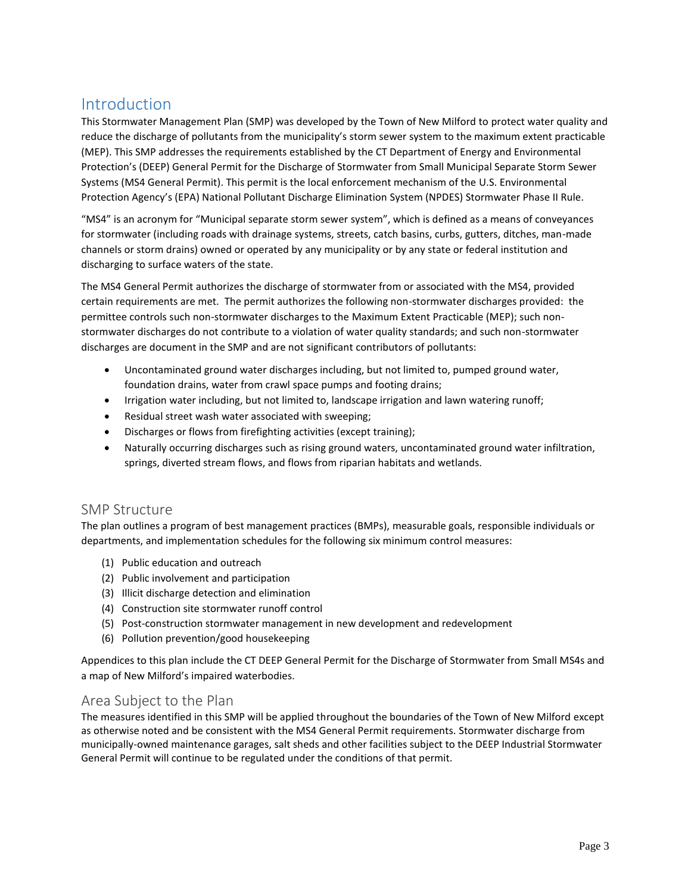# Introduction

This Stormwater Management Plan (SMP) was developed by the Town of New Milford to protect water quality and reduce the discharge of pollutants from the municipality's storm sewer system to the maximum extent practicable (MEP). This SMP addresses the requirements established by the CT Department of Energy and Environmental Protection's (DEEP) General Permit for the Discharge of Stormwater from Small Municipal Separate Storm Sewer Systems (MS4 General Permit). This permit is the local enforcement mechanism of the U.S. Environmental Protection Agency's (EPA) National Pollutant Discharge Elimination System (NPDES) Stormwater Phase II Rule.

"MS4" is an acronym for "Municipal separate storm sewer system", which is defined as a means of conveyances for stormwater (including roads with drainage systems, streets, catch basins, curbs, gutters, ditches, man-made channels or storm drains) owned or operated by any municipality or by any state or federal institution and discharging to surface waters of the state.

The MS4 General Permit authorizes the discharge of stormwater from or associated with the MS4, provided certain requirements are met. The permit authorizes the following non-stormwater discharges provided: the permittee controls such non-stormwater discharges to the Maximum Extent Practicable (MEP); such non-stormwater discharges do not contribute to a violation of water quality standards; and such non-stormwater discharges are document in the SMP and are not significant contributors of pollutants:

- Uncontaminated ground water discharges including, but not limited to, pumped ground water, foundation drains, water from crawl space pumps and footing drains;
- Irrigation water including, but not limited to, landscape irrigation and lawn watering runoff;
- Residual street wash water associated with sweeping;
- Discharges or flows from firefighting activities (except training);
- Naturally occurring discharges such as rising ground waters, uncontaminated ground water infiltration, springs, diverted stream flows, and flows from riparian habitats and wetlands.

## SMP Structure

The plan outlines a program of best management practices (BMPs), measurable goals, responsible individuals or departments, and implementation schedules for the following six minimum control measures:

(1) Public education and outreach
(2) Public involvement and participation
(3) Illicit discharge detection and elimination
(4) Construction site stormwater runoff control
(5) Post-construction stormwater management in new development and redevelopment
(6) Pollution prevention/good housekeeping

Appendices to this plan include the CT DEEP General Permit for the Discharge of Stormwater from Small MS4s and a map of New Milford's impaired waterbodies.

## Area Subject to the Plan

The measures identified in this SMP will be applied throughout the boundaries of the Town of New Milford except as otherwise noted and be consistent with the MS4 General Permit requirements. Stormwater discharge from municipally-owned maintenance garages, salt sheds and other facilities subject to the DEEP Industrial Stormwater General Permit will continue to be regulated under the conditions of that permit.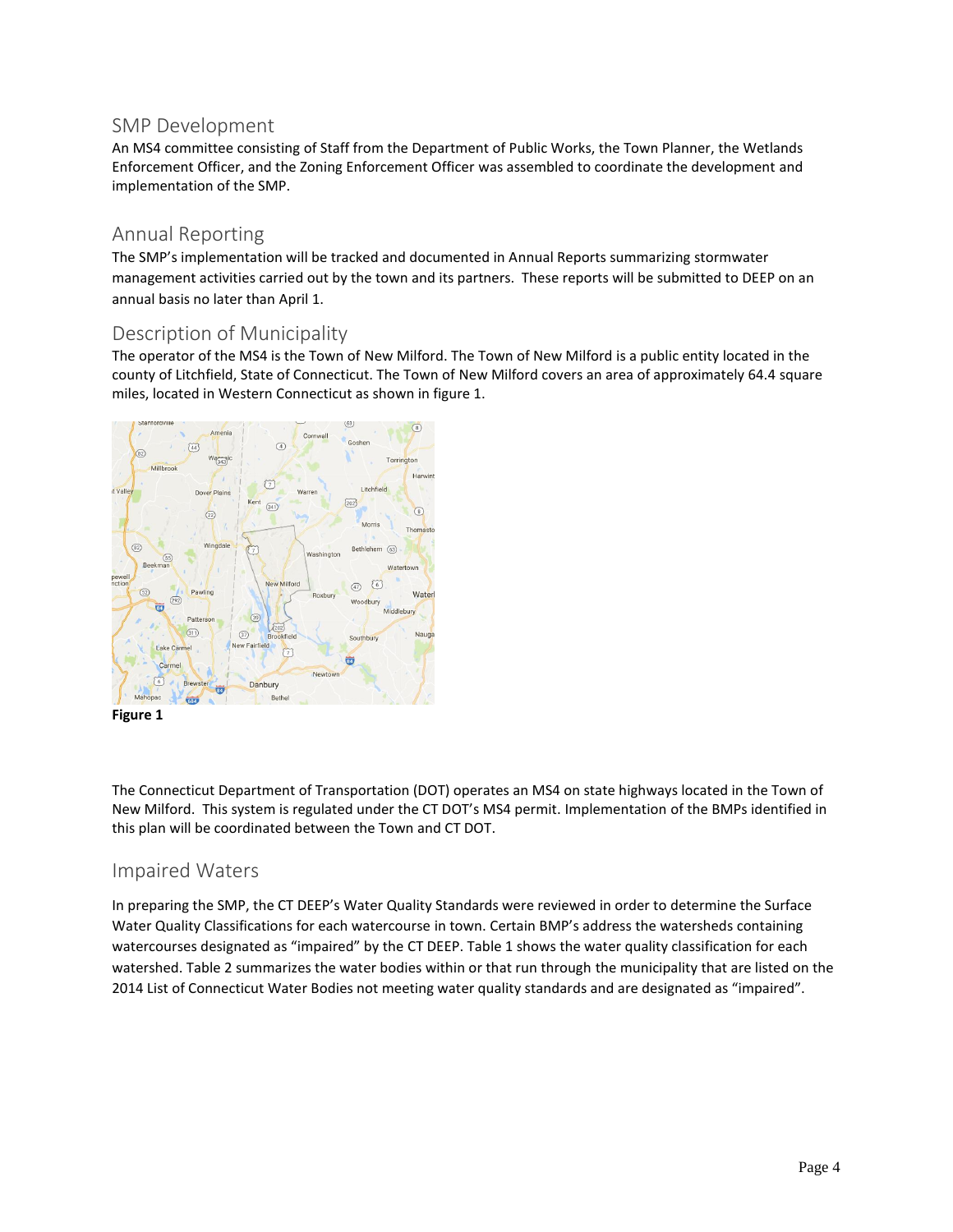## SMP Development

An MS4 committee consisting of Staff from the Department of Public Works, the Town Planner, the Wetlands Enforcement Officer, and the Zoning Enforcement Officer was assembled to coordinate the development and implementation of the SMP.

## Annual Reporting

The SMP's implementation will be tracked and documented in Annual Reports summarizing stormwater management activities carried out by the town and its partners. These reports will be submitted to DEEP on an annual basis no later than April 1.

## Description of Municipality

The operator of the MS4 is the Town of New Milford. The Town of New Milford is a public entity located in the county of Litchfield, State of Connecticut. The Town of New Milford covers an area of approximately 64.4 square miles, located in Western Connecticut as shown in figure 1.

**Figure 1**

The Connecticut Department of Transportation (DOT) operates an MS4 on state highways located in the Town of New Milford. This system is regulated under the CT DOT's MS4 permit. Implementation of the BMPs identified in this plan will be coordinated between the Town and CT DOT.

## Impaired Waters

In preparing the SMP, the CT DEEP's Water Quality Standards were reviewed in order to determine the Surface Water Quality Classifications for each watercourse in town. Certain BMP's address the watersheds containing watercourses designated as "impaired" by the CT DEEP. Table 1 shows the water quality classification for each watershed. Table 2 summarizes the water bodies within or that run through the municipality that are listed on the 2014 List of Connecticut Water Bodies not meeting water quality standards and are designated as "impaired".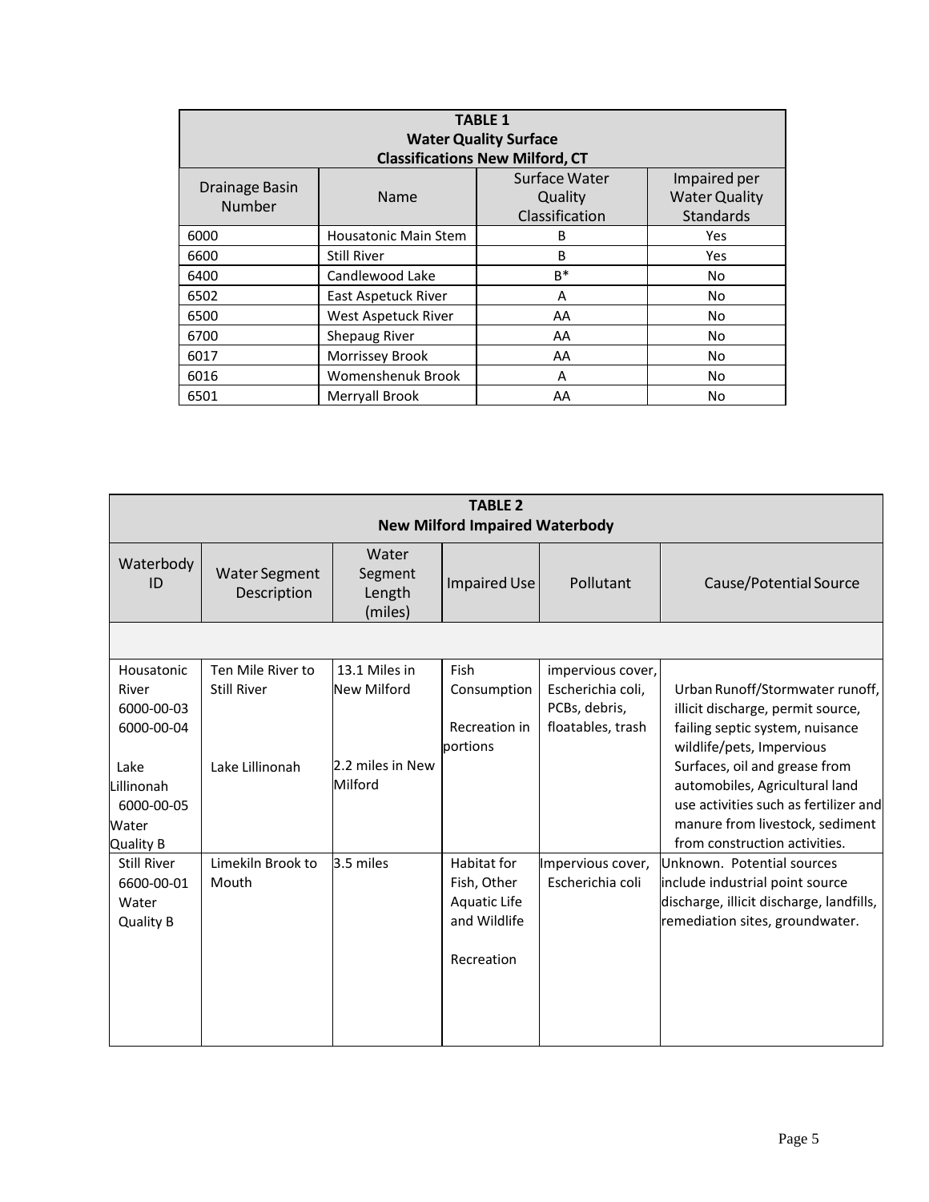**TABLE 1**
**Water Quality Surface**
**Classifications New Milford, CT**

| Drainage Basin Number | Name | Surface Water Quality Classification | Impaired per Water Quality Standards |
|---|---|---|---|
| 6000 | Housatonic Main Stem | B | Yes |
| 6600 | Still River | B | Yes |
| 6400 | Candlewood Lake | B* | No |
| 6502 | East Aspetuck River | A | No |
| 6500 | West Aspetuck River | AA | No |
| 6700 | Shepaug River | AA | No |
| 6017 | Morrissey Brook | AA | No |
| 6016 | Womenshenuk Brook | A | No |
| 6501 | Merryall Brook | AA | No |

**TABLE 2**
**New Milford Impaired Waterbody**

| Waterbody ID | Water Segment Description | Water Segment Length (miles) | Impaired Use | Pollutant | Cause/Potential Source |
|---|---|---|---|---|---|
| | | | | | |
| Housatonic River 6000-00-03 6000-00-04<br><br>Lake Lillinonah 6000-00-05 Water Quality B | Ten Mile River to Still River<br><br>Lake Lillinonah | 13.1 Miles in New Milford<br><br>2.2 miles in New Milford | Fish Consumption<br><br>Recreation in portions | impervious cover, Escherichia coli, PCBs, debris, floatables, trash | Urban Runoff/Stormwater runoff, illicit discharge, permit source, failing septic system, nuisance wildlife/pets, Impervious Surfaces, oil and grease from automobiles, Agricultural land use activities such as fertilizer and manure from livestock, sediment from construction activities. |
| Still River 6600-00-01 Water Quality B | Limekiln Brook to Mouth | 3.5 miles | Habitat for Fish, Other Aquatic Life and Wildlife<br><br>Recreation | Impervious cover, Escherichia coli | Unknown. Potential sources include industrial point source discharge, illicit discharge, landfills, remediation sites, groundwater. |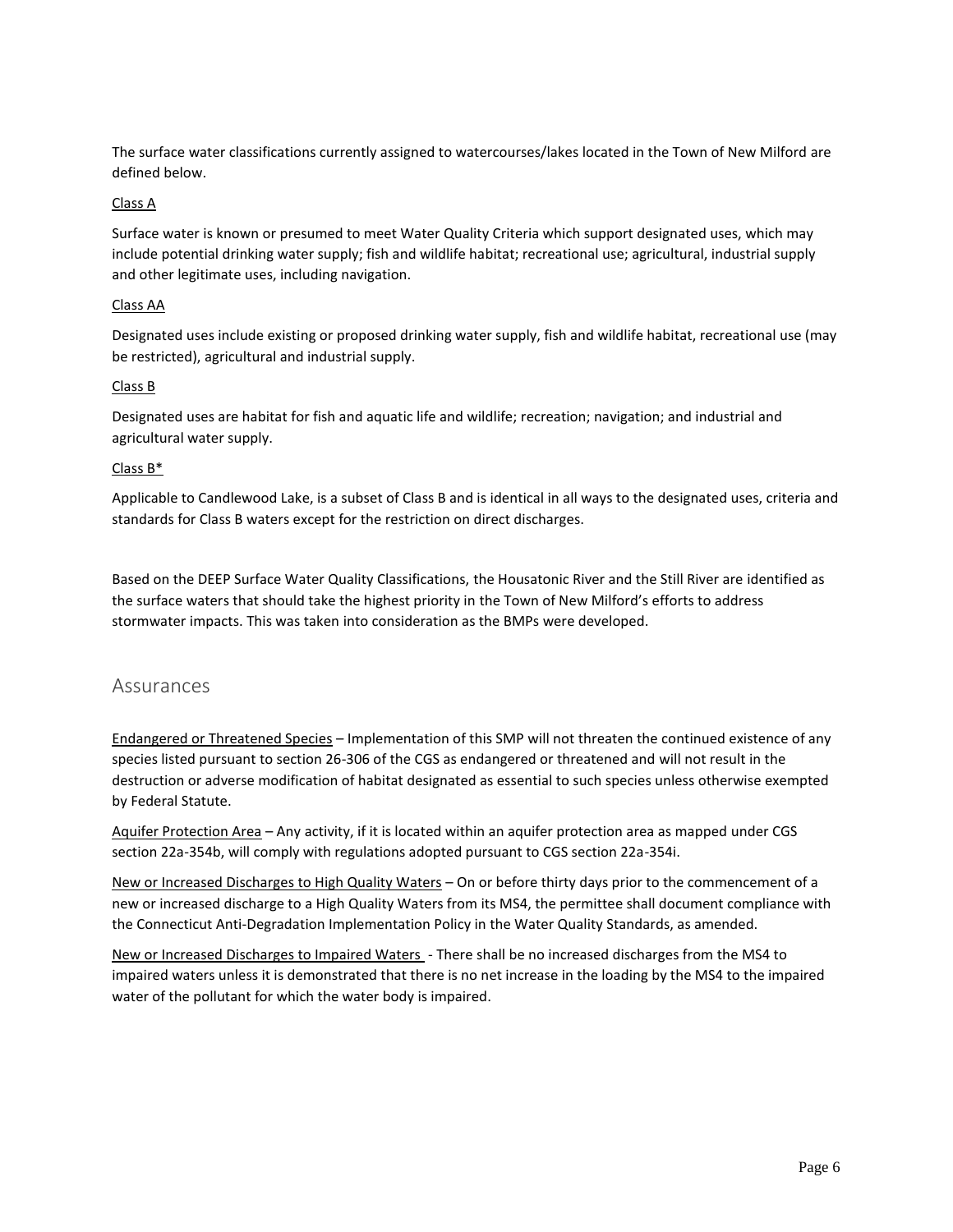The surface water classifications currently assigned to watercourses/lakes located in the Town of New Milford are defined below.

Class A

Surface water is known or presumed to meet Water Quality Criteria which support designated uses, which may include potential drinking water supply; fish and wildlife habitat; recreational use; agricultural, industrial supply and other legitimate uses, including navigation.

Class AA

Designated uses include existing or proposed drinking water supply, fish and wildlife habitat, recreational use (may be restricted), agricultural and industrial supply.

Class B

Designated uses are habitat for fish and aquatic life and wildlife; recreation; navigation; and industrial and agricultural water supply.

Class B*

Applicable to Candlewood Lake, is a subset of Class B and is identical in all ways to the designated uses, criteria and standards for Class B waters except for the restriction on direct discharges.

Based on the DEEP Surface Water Quality Classifications, the Housatonic River and the Still River are identified as the surface waters that should take the highest priority in the Town of New Milford's efforts to address stormwater impacts. This was taken into consideration as the BMPs were developed.

## Assurances

Endangered or Threatened Species – Implementation of this SMP will not threaten the continued existence of any species listed pursuant to section 26-306 of the CGS as endangered or threatened and will not result in the destruction or adverse modification of habitat designated as essential to such species unless otherwise exempted by Federal Statute.

Aquifer Protection Area – Any activity, if it is located within an aquifer protection area as mapped under CGS section 22a-354b, will comply with regulations adopted pursuant to CGS section 22a-354i.

New or Increased Discharges to High Quality Waters – On or before thirty days prior to the commencement of a new or increased discharge to a High Quality Waters from its MS4, the permittee shall document compliance with the Connecticut Anti-Degradation Implementation Policy in the Water Quality Standards, as amended.

New or Increased Discharges to Impaired Waters - There shall be no increased discharges from the MS4 to impaired waters unless it is demonstrated that there is no net increase in the loading by the MS4 to the impaired water of the pollutant for which the water body is impaired.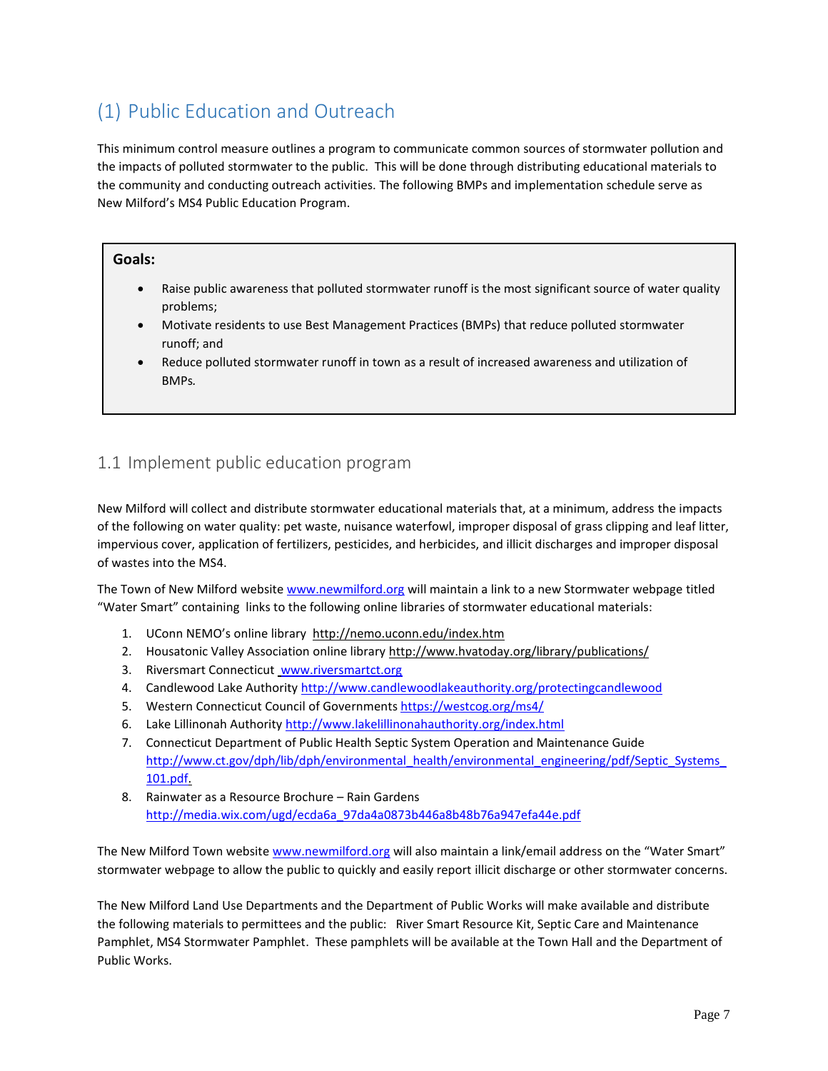# (1) Public Education and Outreach

This minimum control measure outlines a program to communicate common sources of stormwater pollution and the impacts of polluted stormwater to the public. This will be done through distributing educational materials to the community and conducting outreach activities. The following BMPs and implementation schedule serve as New Milford's MS4 Public Education Program.

**Goals:**

- Raise public awareness that polluted stormwater runoff is the most significant source of water quality problems;
- Motivate residents to use Best Management Practices (BMPs) that reduce polluted stormwater runoff; and
- Reduce polluted stormwater runoff in town as a result of increased awareness and utilization of BMPs.

## 1.1 Implement public education program

New Milford will collect and distribute stormwater educational materials that, at a minimum, address the impacts of the following on water quality: pet waste, nuisance waterfowl, improper disposal of grass clipping and leaf litter, impervious cover, application of fertilizers, pesticides, and herbicides, and illicit discharges and improper disposal of wastes into the MS4.

The Town of New Milford website www.newmilford.org will maintain a link to a new Stormwater webpage titled "Water Smart" containing links to the following online libraries of stormwater educational materials:

1. UConn NEMO's online library http://nemo.uconn.edu/index.htm
2. Housatonic Valley Association online library http://www.hvatoday.org/library/publications/
3. Riversmart Connecticut www.riversmartct.org
4. Candlewood Lake Authority http://www.candlewoodlakeauthority.org/protectingcandlewood
5. Western Connecticut Council of Governments https://westcog.org/ms4/
6. Lake Lillinonah Authority http://www.lakelillinonahauthority.org/index.html
7. Connecticut Department of Public Health Septic System Operation and Maintenance Guide http://www.ct.gov/dph/lib/dph/environmental_health/environmental_engineering/pdf/Septic_Systems_101.pdf.
8. Rainwater as a Resource Brochure – Rain Gardens http://media.wix.com/ugd/ecda6a_97da4a0873b446a8b48b76a947efa44e.pdf

The New Milford Town website www.newmilford.org will also maintain a link/email address on the "Water Smart" stormwater webpage to allow the public to quickly and easily report illicit discharge or other stormwater concerns.

The New Milford Land Use Departments and the Department of Public Works will make available and distribute the following materials to permittees and the public: River Smart Resource Kit, Septic Care and Maintenance Pamphlet, MS4 Stormwater Pamphlet. These pamphlets will be available at the Town Hall and the Department of Public Works.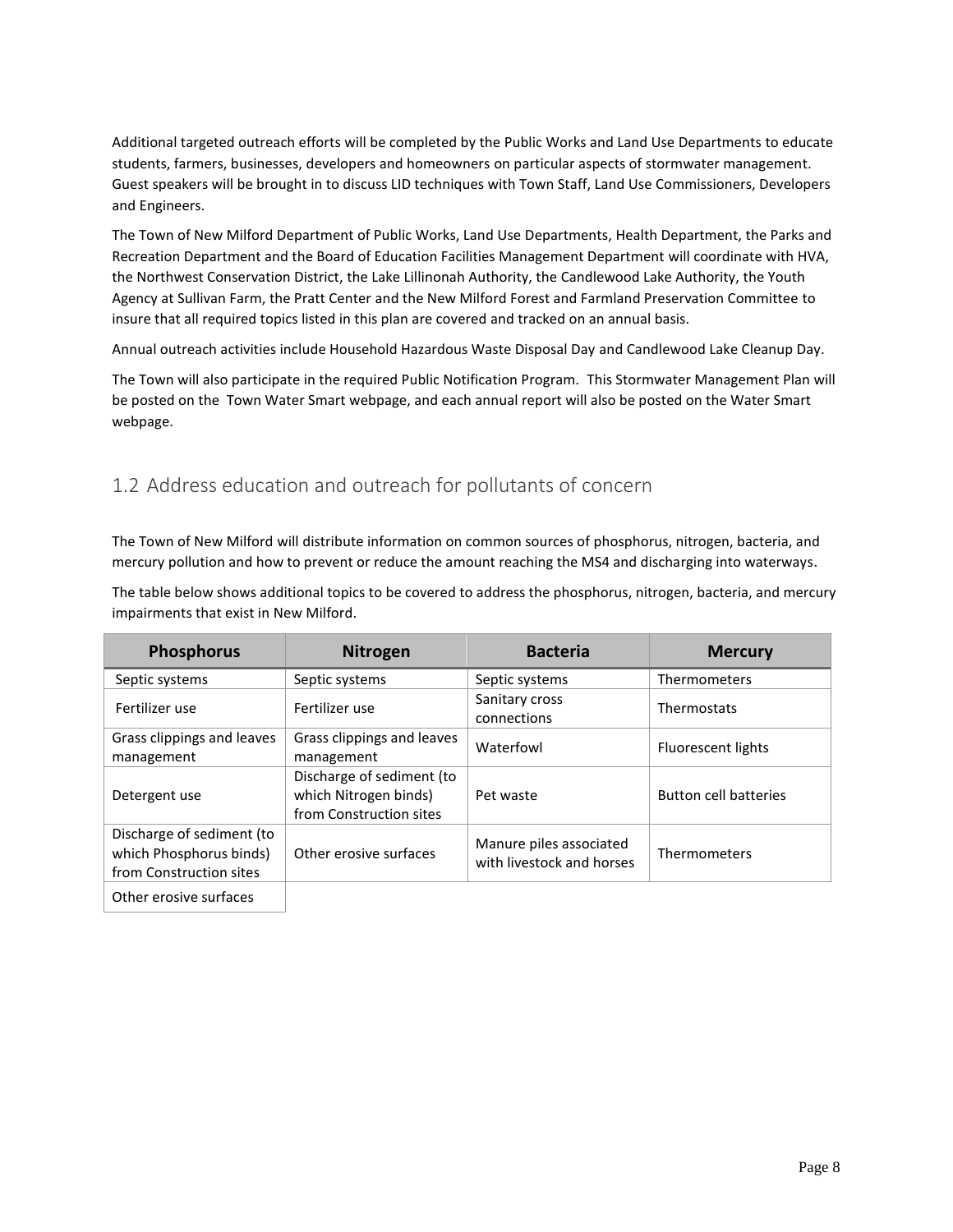Additional targeted outreach efforts will be completed by the Public Works and Land Use Departments to educate students, farmers, businesses, developers and homeowners on particular aspects of stormwater management. Guest speakers will be brought in to discuss LID techniques with Town Staff, Land Use Commissioners, Developers and Engineers.

The Town of New Milford Department of Public Works, Land Use Departments, Health Department, the Parks and Recreation Department and the Board of Education Facilities Management Department will coordinate with HVA, the Northwest Conservation District, the Lake Lillinonah Authority, the Candlewood Lake Authority, the Youth Agency at Sullivan Farm, the Pratt Center and the New Milford Forest and Farmland Preservation Committee to insure that all required topics listed in this plan are covered and tracked on an annual basis.

Annual outreach activities include Household Hazardous Waste Disposal Day and Candlewood Lake Cleanup Day.

The Town will also participate in the required Public Notification Program. This Stormwater Management Plan will be posted on the Town Water Smart webpage, and each annual report will also be posted on the Water Smart webpage.

## 1.2 Address education and outreach for pollutants of concern

The Town of New Milford will distribute information on common sources of phosphorus, nitrogen, bacteria, and mercury pollution and how to prevent or reduce the amount reaching the MS4 and discharging into waterways.

The table below shows additional topics to be covered to address the phosphorus, nitrogen, bacteria, and mercury impairments that exist in New Milford.

| Phosphorus | Nitrogen | Bacteria | Mercury |
|---|---|---|---|
| Septic systems | Septic systems | Septic systems | Thermometers |
| Fertilizer use | Fertilizer use | Sanitary cross connections | Thermostats |
| Grass clippings and leaves management | Grass clippings and leaves management | Waterfowl | Fluorescent lights |
| Detergent use | Discharge of sediment (to which Nitrogen binds) from Construction sites | Pet waste | Button cell batteries |
| Discharge of sediment (to which Phosphorus binds) from Construction sites | Other erosive surfaces | Manure piles associated with livestock and horses | Thermometers |
| Other erosive surfaces | | | |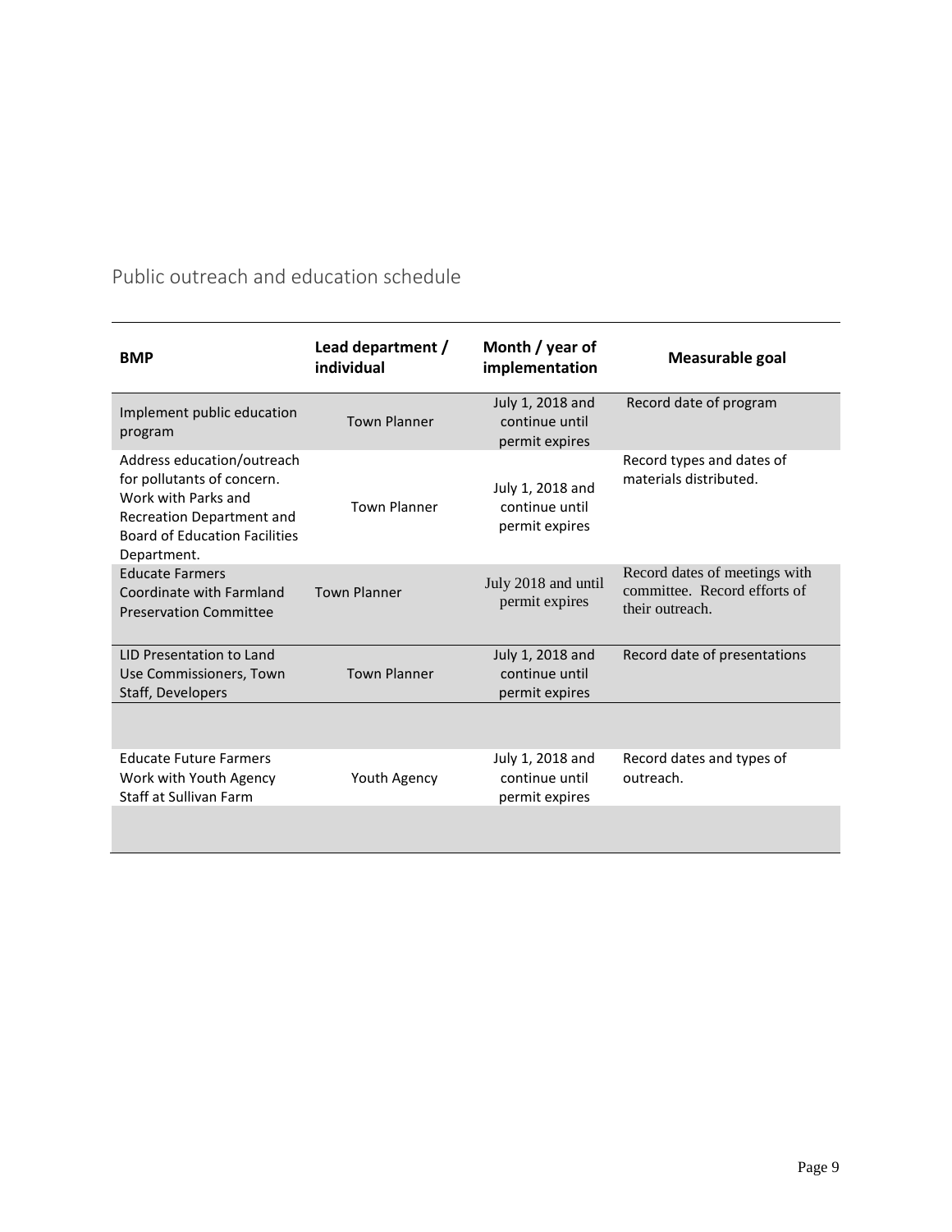## Public outreach and education schedule

| BMP | Lead department / individual | Month / year of implementation | Measurable goal |
|---|---|---|---|
| Implement public education program | Town Planner | July 1, 2018 and continue until permit expires | Record date of program |
| Address education/outreach for pollutants of concern. Work with Parks and Recreation Department and Board of Education Facilities Department. | Town Planner | July 1, 2018 and continue until permit expires | Record types and dates of materials distributed. |
| Educate Farmers Coordinate with Farmland Preservation Committee | Town Planner | July 2018 and until permit expires | Record dates of meetings with committee. Record efforts of their outreach. |
| LID Presentation to Land Use Commissioners, Town Staff, Developers | Town Planner | July 1, 2018 and continue until permit expires | Record date of presentations |
| | | | |
| Educate Future Farmers Work with Youth Agency Staff at Sullivan Farm | Youth Agency | July 1, 2018 and continue until permit expires | Record dates and types of outreach. |
| | | | |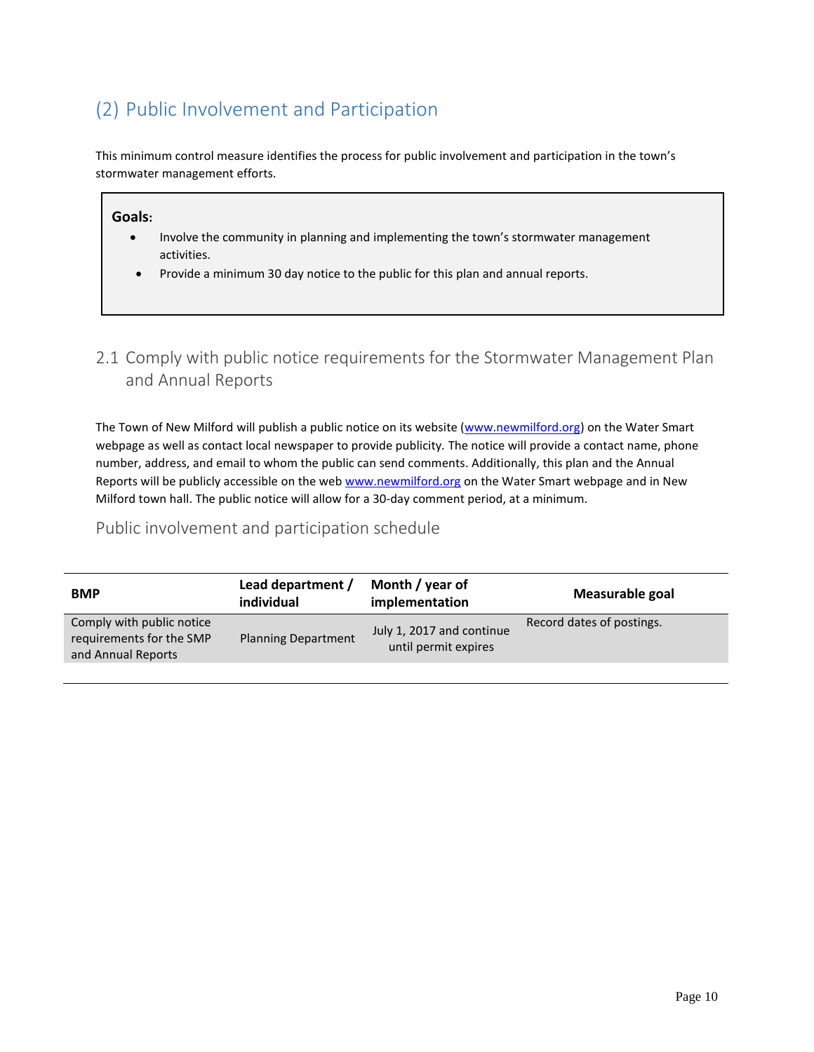# (2) Public Involvement and Participation

This minimum control measure identifies the process for public involvement and participation in the town's stormwater management efforts.

> **Goals:**
> - Involve the community in planning and implementing the town's stormwater management activities.
> - Provide a minimum 30 day notice to the public for this plan and annual reports.

## 2.1 Comply with public notice requirements for the Stormwater Management Plan and Annual Reports

The Town of New Milford will publish a public notice on its website ([www.newmilford.org](www.newmilford.org)) on the Water Smart webpage as well as contact local newspaper to provide publicity. The notice will provide a contact name, phone number, address, and email to whom the public can send comments. Additionally, this plan and the Annual Reports will be publicly accessible on the web [www.newmilford.org](www.newmilford.org) on the Water Smart webpage and in New Milford town hall. The public notice will allow for a 30-day comment period, at a minimum.

### Public involvement and participation schedule

| BMP | Lead department / individual | Month / year of implementation | Measurable goal |
|---|---|---|---|
| Comply with public notice requirements for the SMP and Annual Reports | Planning Department | July 1, 2017 and continue until permit expires | Record dates of postings. |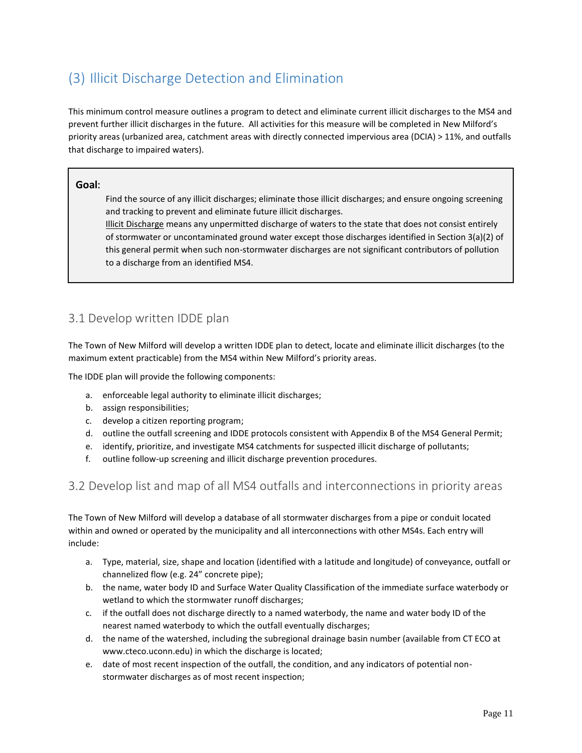# (3) Illicit Discharge Detection and Elimination

This minimum control measure outlines a program to detect and eliminate current illicit discharges to the MS4 and prevent further illicit discharges in the future. All activities for this measure will be completed in New Milford's priority areas (urbanized area, catchment areas with directly connected impervious area (DCIA) > 11%, and outfalls that discharge to impaired waters).

> **Goal:**
>
> Find the source of any illicit discharges; eliminate those illicit discharges; and ensure ongoing screening and tracking to prevent and eliminate future illicit discharges.
>
> Illicit Discharge means any unpermitted discharge of waters to the state that does not consist entirely of stormwater or uncontaminated ground water except those discharges identified in Section 3(a)(2) of this general permit when such non-stormwater discharges are not significant contributors of pollution to a discharge from an identified MS4.

## 3.1 Develop written IDDE plan

The Town of New Milford will develop a written IDDE plan to detect, locate and eliminate illicit discharges (to the maximum extent practicable) from the MS4 within New Milford's priority areas.

The IDDE plan will provide the following components:

a. enforceable legal authority to eliminate illicit discharges;
b. assign responsibilities;
c. develop a citizen reporting program;
d. outline the outfall screening and IDDE protocols consistent with Appendix B of the MS4 General Permit;
e. identify, prioritize, and investigate MS4 catchments for suspected illicit discharge of pollutants;
f. outline follow-up screening and illicit discharge prevention procedures.

## 3.2 Develop list and map of all MS4 outfalls and interconnections in priority areas

The Town of New Milford will develop a database of all stormwater discharges from a pipe or conduit located within and owned or operated by the municipality and all interconnections with other MS4s. Each entry will include:

a. Type, material, size, shape and location (identified with a latitude and longitude) of conveyance, outfall or channelized flow (e.g. 24" concrete pipe);
b. the name, water body ID and Surface Water Quality Classification of the immediate surface waterbody or wetland to which the stormwater runoff discharges;
c. if the outfall does not discharge directly to a named waterbody, the name and water body ID of the nearest named waterbody to which the outfall eventually discharges;
d. the name of the watershed, including the subregional drainage basin number (available from CT ECO at www.cteco.uconn.edu) in which the discharge is located;
e. date of most recent inspection of the outfall, the condition, and any indicators of potential non-stormwater discharges as of most recent inspection;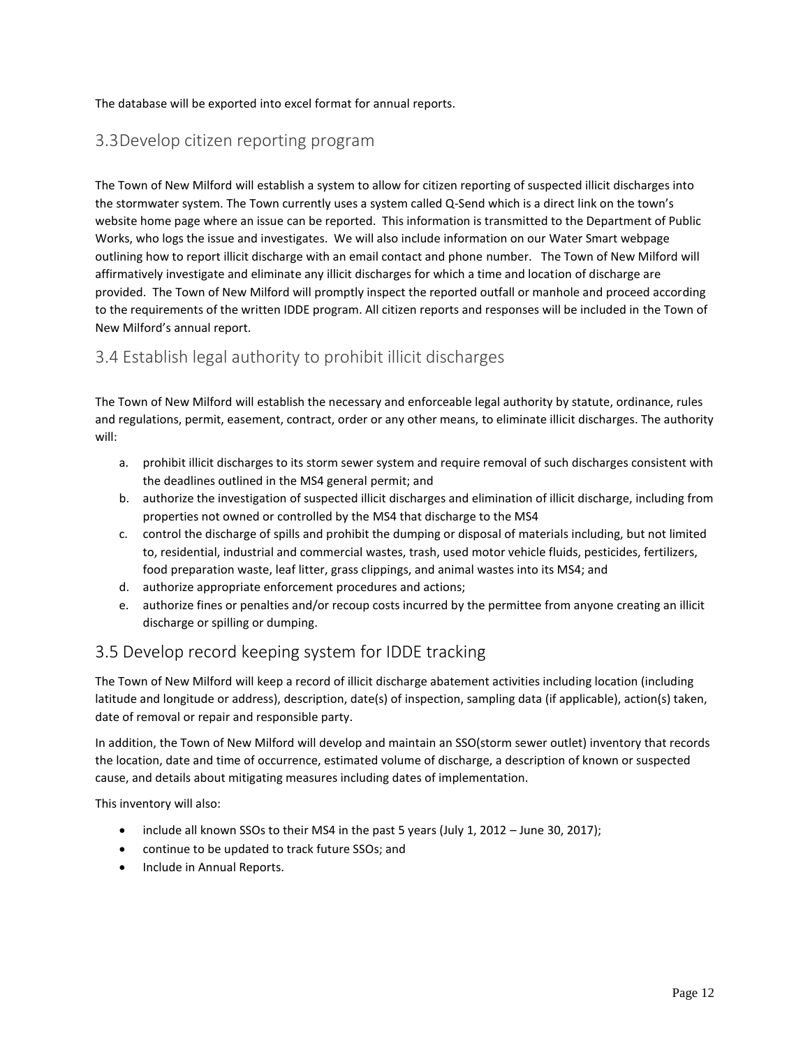The database will be exported into excel format for annual reports.

## 3.3Develop citizen reporting program

The Town of New Milford will establish a system to allow for citizen reporting of suspected illicit discharges into the stormwater system. The Town currently uses a system called Q-Send which is a direct link on the town's website home page where an issue can be reported. This information is transmitted to the Department of Public Works, who logs the issue and investigates. We will also include information on our Water Smart webpage outlining how to report illicit discharge with an email contact and phone number. The Town of New Milford will affirmatively investigate and eliminate any illicit discharges for which a time and location of discharge are provided. The Town of New Milford will promptly inspect the reported outfall or manhole and proceed according to the requirements of the written IDDE program. All citizen reports and responses will be included in the Town of New Milford's annual report.

## 3.4 Establish legal authority to prohibit illicit discharges

The Town of New Milford will establish the necessary and enforceable legal authority by statute, ordinance, rules and regulations, permit, easement, contract, order or any other means, to eliminate illicit discharges. The authority will:

a. prohibit illicit discharges to its storm sewer system and require removal of such discharges consistent with the deadlines outlined in the MS4 general permit; and
b. authorize the investigation of suspected illicit discharges and elimination of illicit discharge, including from properties not owned or controlled by the MS4 that discharge to the MS4
c. control the discharge of spills and prohibit the dumping or disposal of materials including, but not limited to, residential, industrial and commercial wastes, trash, used motor vehicle fluids, pesticides, fertilizers, food preparation waste, leaf litter, grass clippings, and animal wastes into its MS4; and
d. authorize appropriate enforcement procedures and actions;
e. authorize fines or penalties and/or recoup costs incurred by the permittee from anyone creating an illicit discharge or spilling or dumping.

## 3.5 Develop record keeping system for IDDE tracking

The Town of New Milford will keep a record of illicit discharge abatement activities including location (including latitude and longitude or address), description, date(s) of inspection, sampling data (if applicable), action(s) taken, date of removal or repair and responsible party.

In addition, the Town of New Milford will develop and maintain an SSO(storm sewer outlet) inventory that records the location, date and time of occurrence, estimated volume of discharge, a description of known or suspected cause, and details about mitigating measures including dates of implementation.

This inventory will also:

- include all known SSOs to their MS4 in the past 5 years (July 1, 2012 – June 30, 2017);
- continue to be updated to track future SSOs; and
- Include in Annual Reports.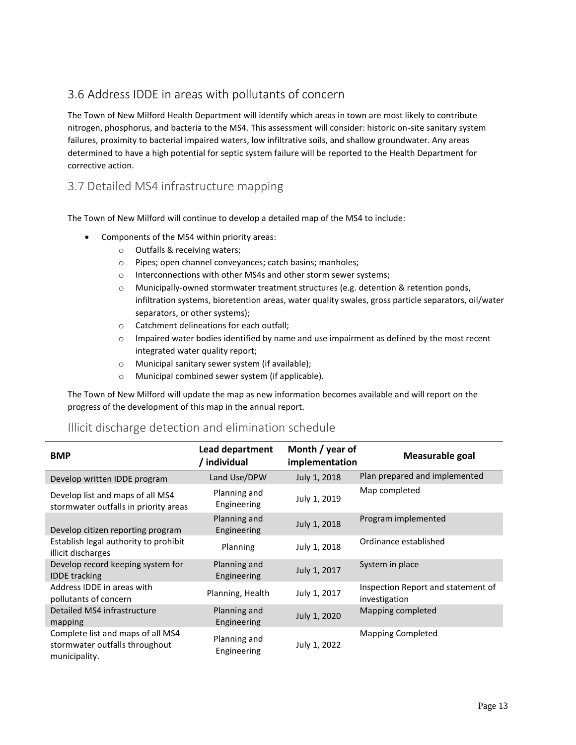## 3.6 Address IDDE in areas with pollutants of concern

The Town of New Milford Health Department will identify which areas in town are most likely to contribute nitrogen, phosphorus, and bacteria to the MS4. This assessment will consider: historic on-site sanitary system failures, proximity to bacterial impaired waters, low infiltrative soils, and shallow groundwater. Any areas determined to have a high potential for septic system failure will be reported to the Health Department for corrective action.

## 3.7 Detailed MS4 infrastructure mapping

The Town of New Milford will continue to develop a detailed map of the MS4 to include:

- Components of the MS4 within priority areas:
  - Outfalls & receiving waters;
  - Pipes; open channel conveyances; catch basins; manholes;
  - Interconnections with other MS4s and other storm sewer systems;
  - Municipally-owned stormwater treatment structures (e.g. detention & retention ponds, infiltration systems, bioretention areas, water quality swales, gross particle separators, oil/water separators, or other systems);
  - Catchment delineations for each outfall;
  - Impaired water bodies identified by name and use impairment as defined by the most recent integrated water quality report;
  - Municipal sanitary sewer system (if available);
  - Municipal combined sewer system (if applicable).

The Town of New Milford will update the map as new information becomes available and will report on the progress of the development of this map in the annual report.

## Illicit discharge detection and elimination schedule

| BMP | Lead department / individual | Month / year of implementation | Measurable goal |
|---|---|---|---|
| Develop written IDDE program | Land Use/DPW | July 1, 2018 | Plan prepared and implemented |
| Develop list and maps of all MS4 stormwater outfalls in priority areas | Planning and Engineering | July 1, 2019 | Map completed |
| Develop citizen reporting program | Planning and Engineering | July 1, 2018 | Program implemented |
| Establish legal authority to prohibit illicit discharges | Planning | July 1, 2018 | Ordinance established |
| Develop record keeping system for IDDE tracking | Planning and Engineering | July 1, 2017 | System in place |
| Address IDDE in areas with pollutants of concern | Planning, Health | July 1, 2017 | Inspection Report and statement of investigation |
| Detailed MS4 infrastructure mapping | Planning and Engineering | July 1, 2020 | Mapping completed |
| Complete list and maps of all MS4 stormwater outfalls throughout municipality. | Planning and Engineering | July 1, 2022 | Mapping Completed |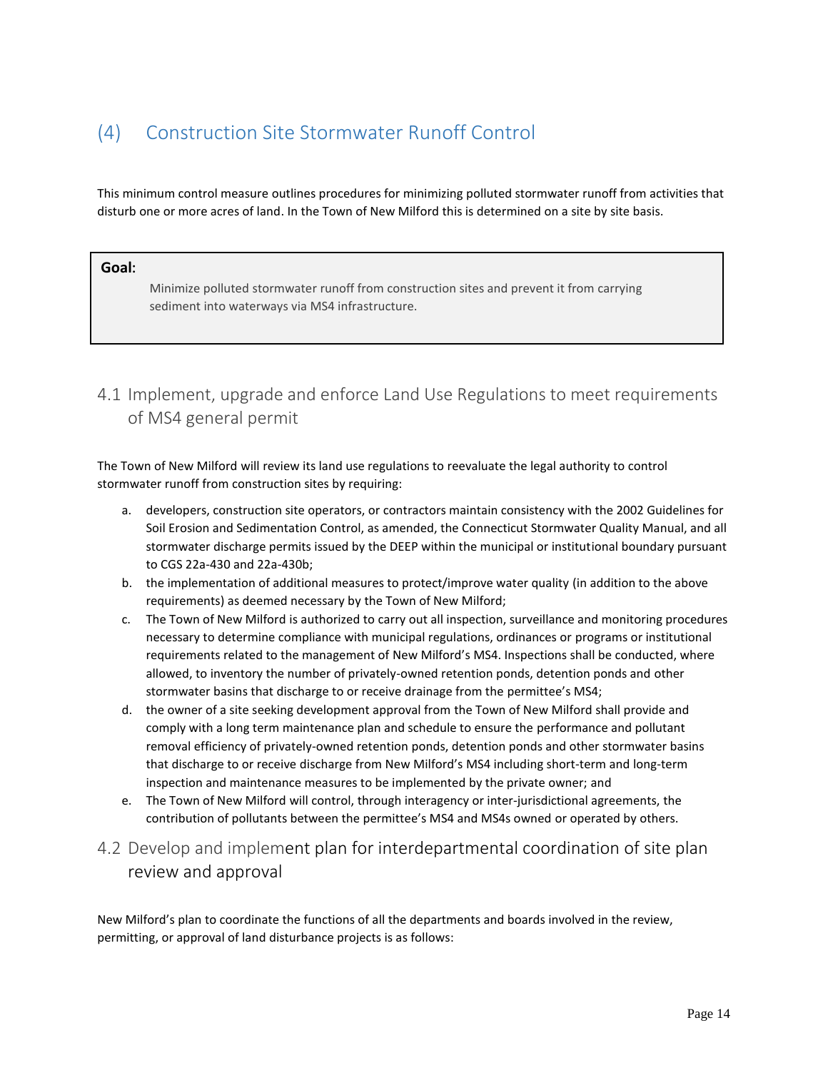## (4) Construction Site Stormwater Runoff Control

This minimum control measure outlines procedures for minimizing polluted stormwater runoff from activities that disturb one or more acres of land. In the Town of New Milford this is determined on a site by site basis.

> **Goal:**
>
> Minimize polluted stormwater runoff from construction sites and prevent it from carrying sediment into waterways via MS4 infrastructure.

### 4.1 Implement, upgrade and enforce Land Use Regulations to meet requirements of MS4 general permit

The Town of New Milford will review its land use regulations to reevaluate the legal authority to control stormwater runoff from construction sites by requiring:

a. developers, construction site operators, or contractors maintain consistency with the 2002 Guidelines for Soil Erosion and Sedimentation Control, as amended, the Connecticut Stormwater Quality Manual, and all stormwater discharge permits issued by the DEEP within the municipal or institutional boundary pursuant to CGS 22a-430 and 22a-430b;
b. the implementation of additional measures to protect/improve water quality (in addition to the above requirements) as deemed necessary by the Town of New Milford;
c. The Town of New Milford is authorized to carry out all inspection, surveillance and monitoring procedures necessary to determine compliance with municipal regulations, ordinances or programs or institutional requirements related to the management of New Milford's MS4. Inspections shall be conducted, where allowed, to inventory the number of privately-owned retention ponds, detention ponds and other stormwater basins that discharge to or receive drainage from the permittee's MS4;
d. the owner of a site seeking development approval from the Town of New Milford shall provide and comply with a long term maintenance plan and schedule to ensure the performance and pollutant removal efficiency of privately-owned retention ponds, detention ponds and other stormwater basins that discharge to or receive discharge from New Milford's MS4 including short-term and long-term inspection and maintenance measures to be implemented by the private owner; and
e. The Town of New Milford will control, through interagency or inter-jurisdictional agreements, the contribution of pollutants between the permittee's MS4 and MS4s owned or operated by others.

### 4.2 Develop and implement plan for interdepartmental coordination of site plan review and approval

New Milford's plan to coordinate the functions of all the departments and boards involved in the review, permitting, or approval of land disturbance projects is as follows: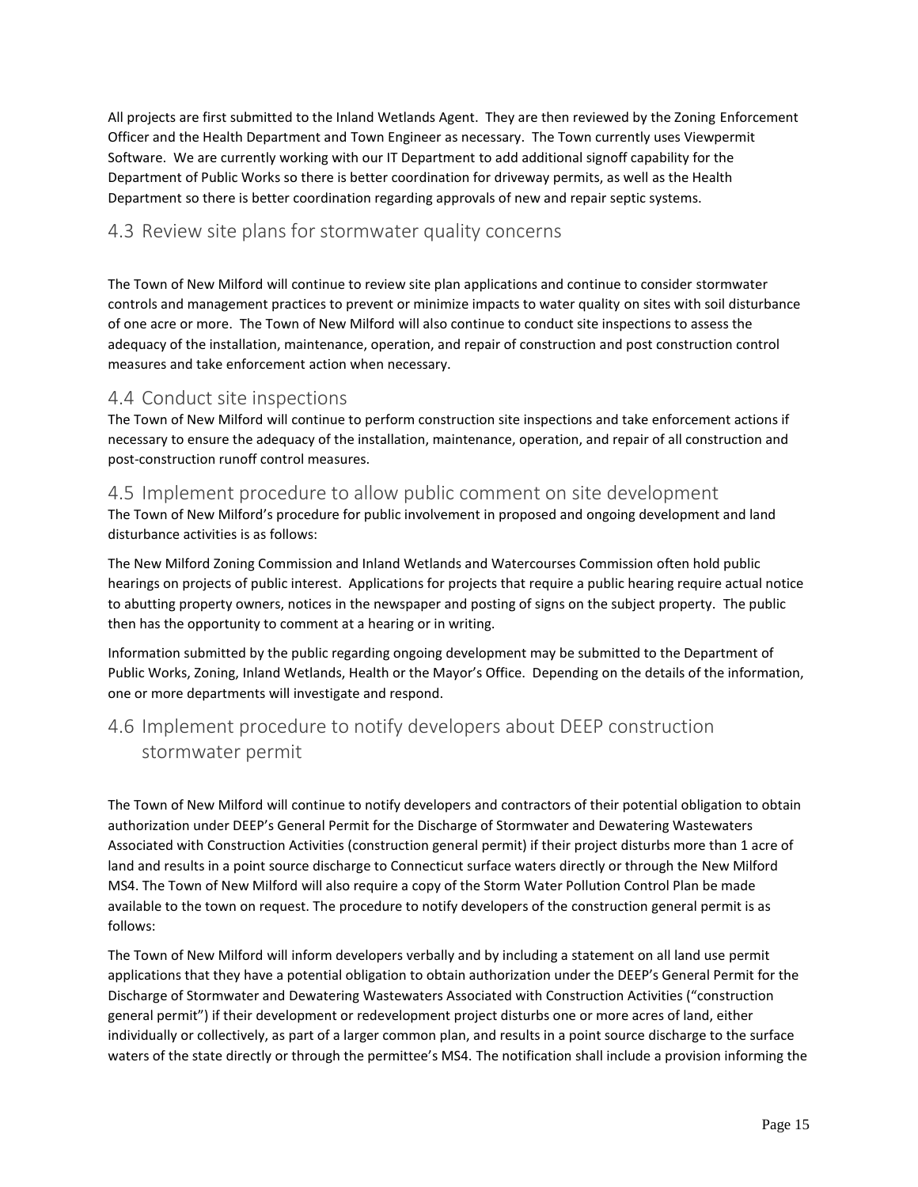All projects are first submitted to the Inland Wetlands Agent. They are then reviewed by the Zoning Enforcement Officer and the Health Department and Town Engineer as necessary. The Town currently uses Viewpermit Software. We are currently working with our IT Department to add additional signoff capability for the Department of Public Works so there is better coordination for driveway permits, as well as the Health Department so there is better coordination regarding approvals of new and repair septic systems.

## 4.3 Review site plans for stormwater quality concerns

The Town of New Milford will continue to review site plan applications and continue to consider stormwater controls and management practices to prevent or minimize impacts to water quality on sites with soil disturbance of one acre or more. The Town of New Milford will also continue to conduct site inspections to assess the adequacy of the installation, maintenance, operation, and repair of construction and post construction control measures and take enforcement action when necessary.

## 4.4 Conduct site inspections

The Town of New Milford will continue to perform construction site inspections and take enforcement actions if necessary to ensure the adequacy of the installation, maintenance, operation, and repair of all construction and post-construction runoff control measures.

## 4.5 Implement procedure to allow public comment on site development

The Town of New Milford's procedure for public involvement in proposed and ongoing development and land disturbance activities is as follows:

The New Milford Zoning Commission and Inland Wetlands and Watercourses Commission often hold public hearings on projects of public interest. Applications for projects that require a public hearing require actual notice to abutting property owners, notices in the newspaper and posting of signs on the subject property. The public then has the opportunity to comment at a hearing or in writing.

Information submitted by the public regarding ongoing development may be submitted to the Department of Public Works, Zoning, Inland Wetlands, Health or the Mayor's Office. Depending on the details of the information, one or more departments will investigate and respond.

## 4.6 Implement procedure to notify developers about DEEP construction stormwater permit

The Town of New Milford will continue to notify developers and contractors of their potential obligation to obtain authorization under DEEP's General Permit for the Discharge of Stormwater and Dewatering Wastewaters Associated with Construction Activities (construction general permit) if their project disturbs more than 1 acre of land and results in a point source discharge to Connecticut surface waters directly or through the New Milford MS4. The Town of New Milford will also require a copy of the Storm Water Pollution Control Plan be made available to the town on request. The procedure to notify developers of the construction general permit is as follows:

The Town of New Milford will inform developers verbally and by including a statement on all land use permit applications that they have a potential obligation to obtain authorization under the DEEP's General Permit for the Discharge of Stormwater and Dewatering Wastewaters Associated with Construction Activities ("construction general permit") if their development or redevelopment project disturbs one or more acres of land, either individually or collectively, as part of a larger common plan, and results in a point source discharge to the surface waters of the state directly or through the permittee's MS4. The notification shall include a provision informing the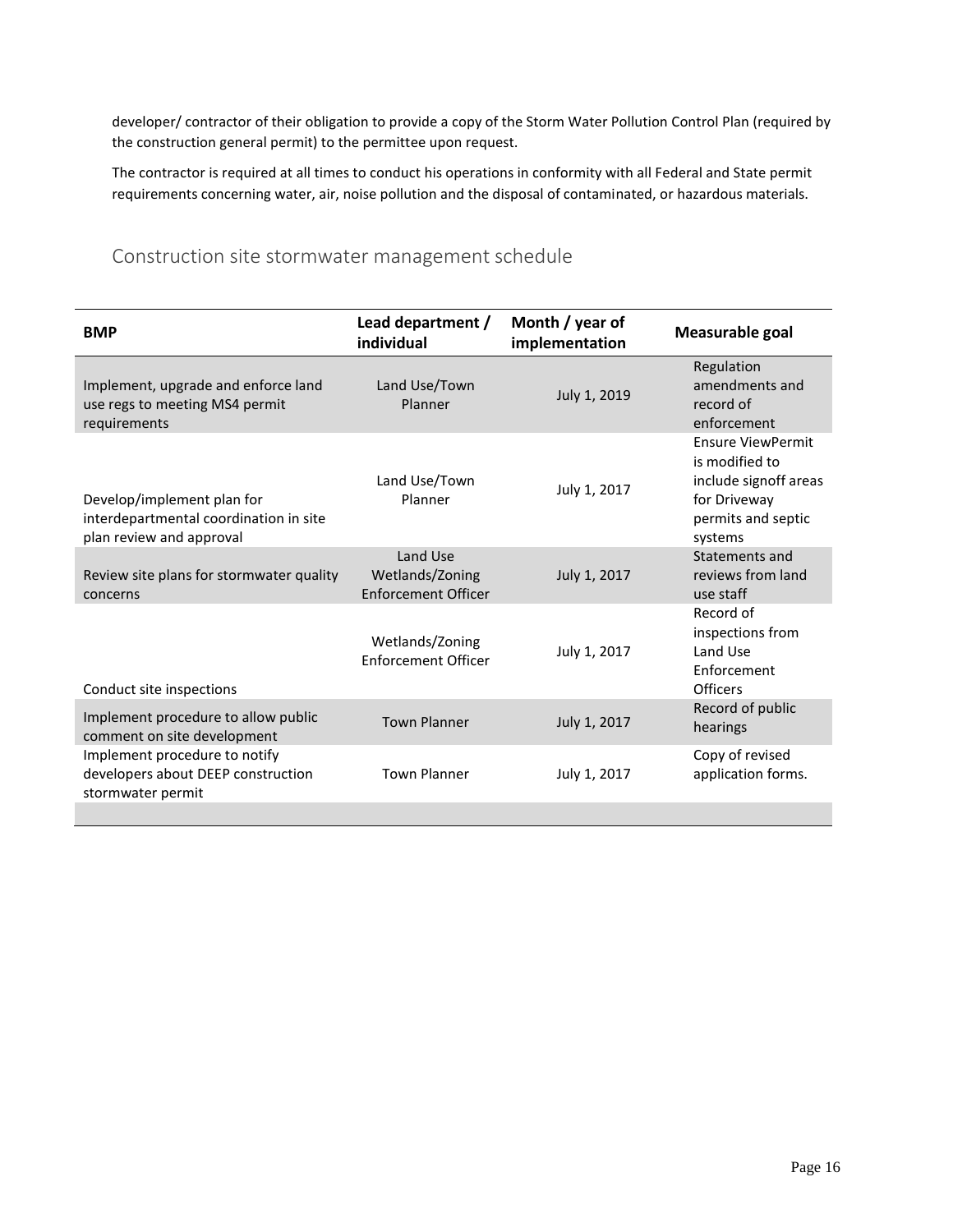developer/ contractor of their obligation to provide a copy of the Storm Water Pollution Control Plan (required by the construction general permit) to the permittee upon request.

The contractor is required at all times to conduct his operations in conformity with all Federal and State permit requirements concerning water, air, noise pollution and the disposal of contaminated, or hazardous materials.

## Construction site stormwater management schedule

| BMP | Lead department / individual | Month / year of implementation | Measurable goal |
|---|---|---|---|
| Implement, upgrade and enforce land use regs to meeting MS4 permit requirements | Land Use/Town Planner | July 1, 2019 | Regulation amendments and record of enforcement |
| Develop/implement plan for interdepartmental coordination in site plan review and approval | Land Use/Town Planner | July 1, 2017 | Ensure ViewPermit is modified to include signoff areas for Driveway permits and septic systems |
| Review site plans for stormwater quality concerns | Land Use Wetlands/Zoning Enforcement Officer | July 1, 2017 | Statements and reviews from land use staff |
| Conduct site inspections | Wetlands/Zoning Enforcement Officer | July 1, 2017 | Record of inspections from Land Use Enforcement Officers |
| Implement procedure to allow public comment on site development | Town Planner | July 1, 2017 | Record of public hearings |
| Implement procedure to notify developers about DEEP construction stormwater permit | Town Planner | July 1, 2017 | Copy of revised application forms. |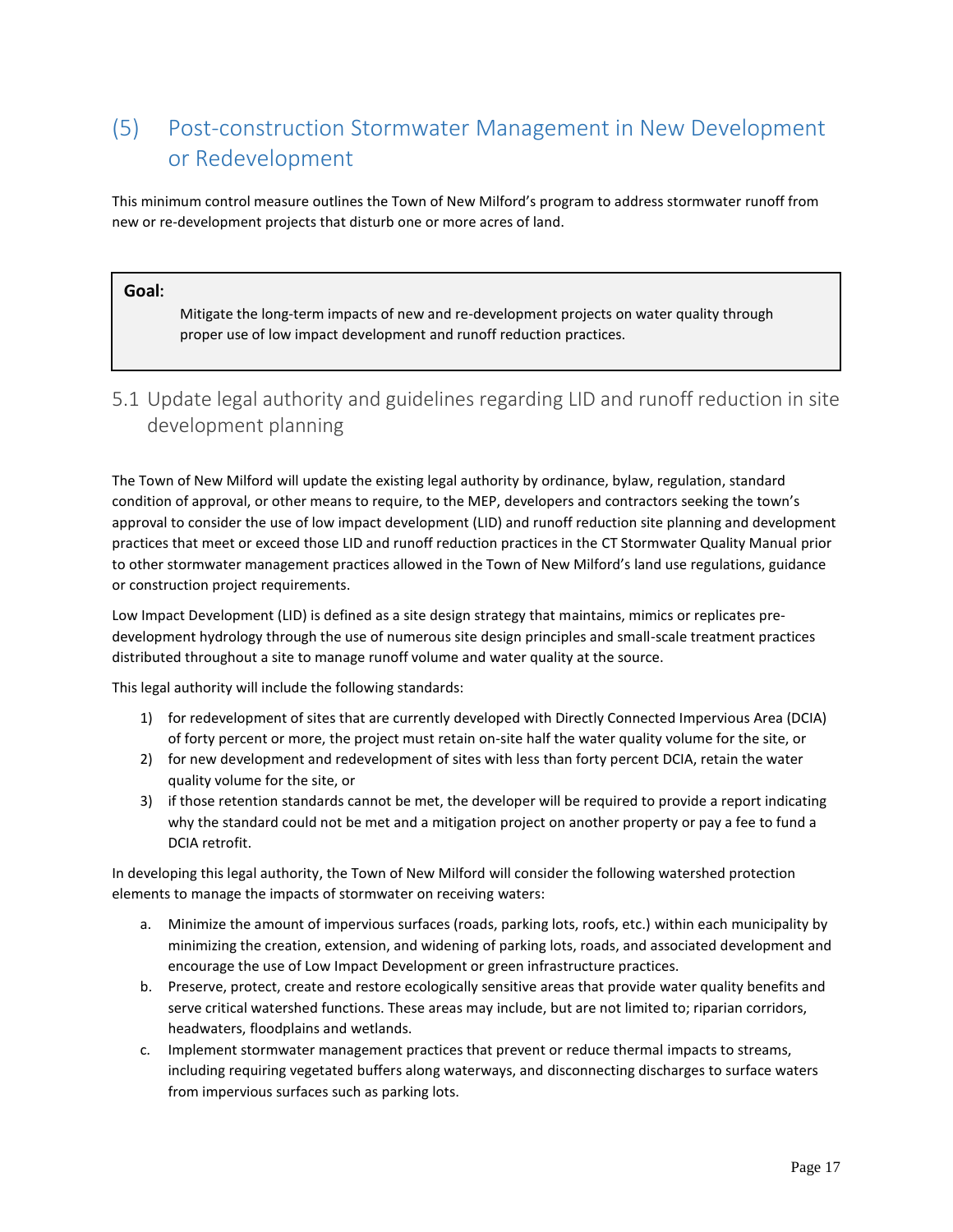## (5) Post-construction Stormwater Management in New Development or Redevelopment

This minimum control measure outlines the Town of New Milford's program to address stormwater runoff from new or re-development projects that disturb one or more acres of land.

**Goal:**

Mitigate the long-term impacts of new and re-development projects on water quality through proper use of low impact development and runoff reduction practices.

### 5.1 Update legal authority and guidelines regarding LID and runoff reduction in site development planning

The Town of New Milford will update the existing legal authority by ordinance, bylaw, regulation, standard condition of approval, or other means to require, to the MEP, developers and contractors seeking the town's approval to consider the use of low impact development (LID) and runoff reduction site planning and development practices that meet or exceed those LID and runoff reduction practices in the CT Stormwater Quality Manual prior to other stormwater management practices allowed in the Town of New Milford's land use regulations, guidance or construction project requirements.

Low Impact Development (LID) is defined as a site design strategy that maintains, mimics or replicates pre-development hydrology through the use of numerous site design principles and small-scale treatment practices distributed throughout a site to manage runoff volume and water quality at the source.

This legal authority will include the following standards:

1) for redevelopment of sites that are currently developed with Directly Connected Impervious Area (DCIA) of forty percent or more, the project must retain on-site half the water quality volume for the site, or
2) for new development and redevelopment of sites with less than forty percent DCIA, retain the water quality volume for the site, or
3) if those retention standards cannot be met, the developer will be required to provide a report indicating why the standard could not be met and a mitigation project on another property or pay a fee to fund a DCIA retrofit.

In developing this legal authority, the Town of New Milford will consider the following watershed protection elements to manage the impacts of stormwater on receiving waters:

a. Minimize the amount of impervious surfaces (roads, parking lots, roofs, etc.) within each municipality by minimizing the creation, extension, and widening of parking lots, roads, and associated development and encourage the use of Low Impact Development or green infrastructure practices.
b. Preserve, protect, create and restore ecologically sensitive areas that provide water quality benefits and serve critical watershed functions. These areas may include, but are not limited to; riparian corridors, headwaters, floodplains and wetlands.
c. Implement stormwater management practices that prevent or reduce thermal impacts to streams, including requiring vegetated buffers along waterways, and disconnecting discharges to surface waters from impervious surfaces such as parking lots.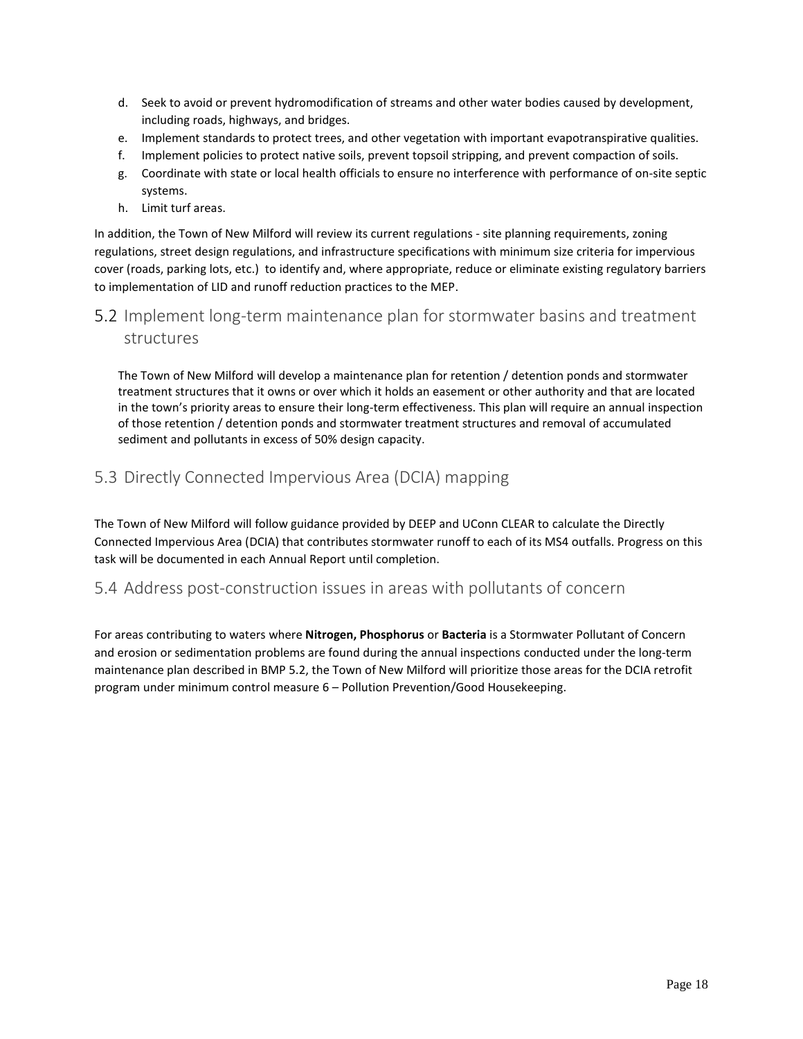d. Seek to avoid or prevent hydromodification of streams and other water bodies caused by development, including roads, highways, and bridges.
e. Implement standards to protect trees, and other vegetation with important evapotranspirative qualities.
f. Implement policies to protect native soils, prevent topsoil stripping, and prevent compaction of soils.
g. Coordinate with state or local health officials to ensure no interference with performance of on-site septic systems.
h. Limit turf areas.

In addition, the Town of New Milford will review its current regulations - site planning requirements, zoning regulations, street design regulations, and infrastructure specifications with minimum size criteria for impervious cover (roads, parking lots, etc.) to identify and, where appropriate, reduce or eliminate existing regulatory barriers to implementation of LID and runoff reduction practices to the MEP.

## 5.2 Implement long-term maintenance plan for stormwater basins and treatment structures

The Town of New Milford will develop a maintenance plan for retention / detention ponds and stormwater treatment structures that it owns or over which it holds an easement or other authority and that are located in the town's priority areas to ensure their long-term effectiveness. This plan will require an annual inspection of those retention / detention ponds and stormwater treatment structures and removal of accumulated sediment and pollutants in excess of 50% design capacity.

## 5.3 Directly Connected Impervious Area (DCIA) mapping

The Town of New Milford will follow guidance provided by DEEP and UConn CLEAR to calculate the Directly Connected Impervious Area (DCIA) that contributes stormwater runoff to each of its MS4 outfalls. Progress on this task will be documented in each Annual Report until completion.

## 5.4 Address post-construction issues in areas with pollutants of concern

For areas contributing to waters where **Nitrogen, Phosphorus** or **Bacteria** is a Stormwater Pollutant of Concern and erosion or sedimentation problems are found during the annual inspections conducted under the long-term maintenance plan described in BMP 5.2, the Town of New Milford will prioritize those areas for the DCIA retrofit program under minimum control measure 6 – Pollution Prevention/Good Housekeeping.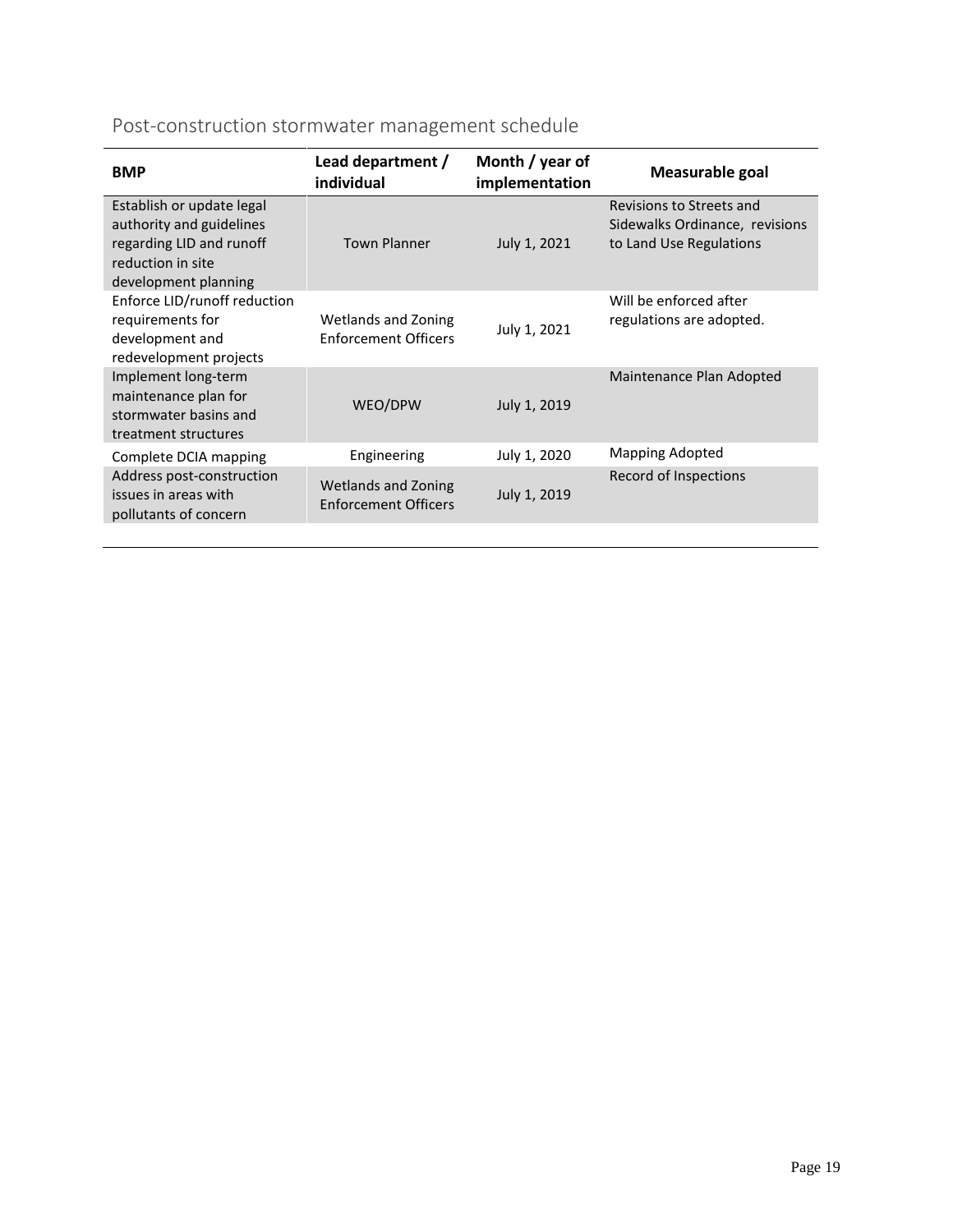## Post-construction stormwater management schedule

| BMP | Lead department / individual | Month / year of implementation | Measurable goal |
|---|---|---|---|
| Establish or update legal authority and guidelines regarding LID and runoff reduction in site development planning | Town Planner | July 1, 2021 | Revisions to Streets and Sidewalks Ordinance, revisions to Land Use Regulations |
| Enforce LID/runoff reduction requirements for development and redevelopment projects | Wetlands and Zoning Enforcement Officers | July 1, 2021 | Will be enforced after regulations are adopted. |
| Implement long-term maintenance plan for stormwater basins and treatment structures | WEO/DPW | July 1, 2019 | Maintenance Plan Adopted |
| Complete DCIA mapping | Engineering | July 1, 2020 | Mapping Adopted |
| Address post-construction issues in areas with pollutants of concern | Wetlands and Zoning Enforcement Officers | July 1, 2019 | Record of Inspections |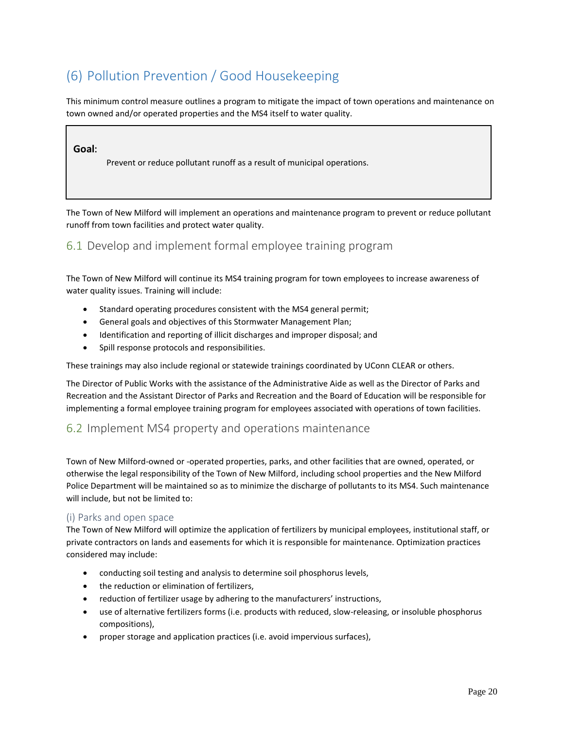# (6) Pollution Prevention / Good Housekeeping

This minimum control measure outlines a program to mitigate the impact of town operations and maintenance on town owned and/or operated properties and the MS4 itself to water quality.

> **Goal:**
>
> Prevent or reduce pollutant runoff as a result of municipal operations.

The Town of New Milford will implement an operations and maintenance program to prevent or reduce pollutant runoff from town facilities and protect water quality.

## 6.1 Develop and implement formal employee training program

The Town of New Milford will continue its MS4 training program for town employees to increase awareness of water quality issues. Training will include:

- Standard operating procedures consistent with the MS4 general permit;
- General goals and objectives of this Stormwater Management Plan;
- Identification and reporting of illicit discharges and improper disposal; and
- Spill response protocols and responsibilities.

These trainings may also include regional or statewide trainings coordinated by UConn CLEAR or others.

The Director of Public Works with the assistance of the Administrative Aide as well as the Director of Parks and Recreation and the Assistant Director of Parks and Recreation and the Board of Education will be responsible for implementing a formal employee training program for employees associated with operations of town facilities.

## 6.2 Implement MS4 property and operations maintenance

Town of New Milford-owned or -operated properties, parks, and other facilities that are owned, operated, or otherwise the legal responsibility of the Town of New Milford, including school properties and the New Milford Police Department will be maintained so as to minimize the discharge of pollutants to its MS4. Such maintenance will include, but not be limited to:

### (i) Parks and open space

The Town of New Milford will optimize the application of fertilizers by municipal employees, institutional staff, or private contractors on lands and easements for which it is responsible for maintenance. Optimization practices considered may include:

- conducting soil testing and analysis to determine soil phosphorus levels,
- the reduction or elimination of fertilizers,
- reduction of fertilizer usage by adhering to the manufacturers' instructions,
- use of alternative fertilizers forms (i.e. products with reduced, slow-releasing, or insoluble phosphorus compositions),
- proper storage and application practices (i.e. avoid impervious surfaces),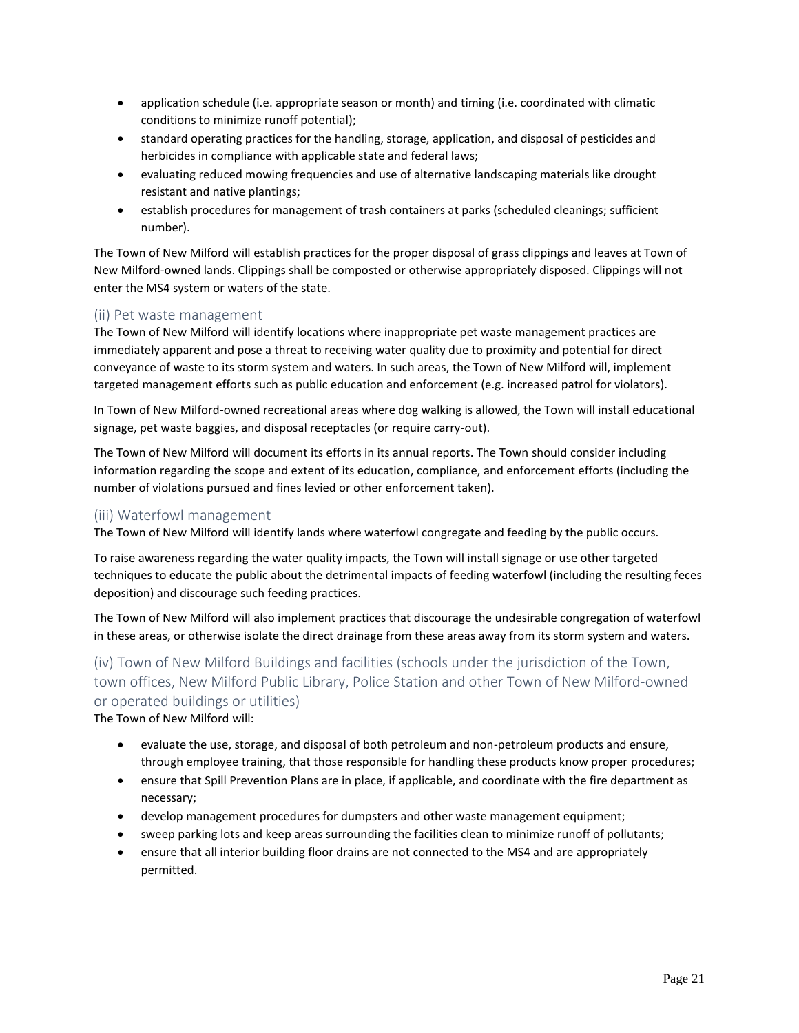- application schedule (i.e. appropriate season or month) and timing (i.e. coordinated with climatic conditions to minimize runoff potential);
- standard operating practices for the handling, storage, application, and disposal of pesticides and herbicides in compliance with applicable state and federal laws;
- evaluating reduced mowing frequencies and use of alternative landscaping materials like drought resistant and native plantings;
- establish procedures for management of trash containers at parks (scheduled cleanings; sufficient number).

The Town of New Milford will establish practices for the proper disposal of grass clippings and leaves at Town of New Milford-owned lands. Clippings shall be composted or otherwise appropriately disposed. Clippings will not enter the MS4 system or waters of the state.

### (ii) Pet waste management

The Town of New Milford will identify locations where inappropriate pet waste management practices are immediately apparent and pose a threat to receiving water quality due to proximity and potential for direct conveyance of waste to its storm system and waters. In such areas, the Town of New Milford will, implement targeted management efforts such as public education and enforcement (e.g. increased patrol for violators).

In Town of New Milford-owned recreational areas where dog walking is allowed, the Town will install educational signage, pet waste baggies, and disposal receptacles (or require carry-out).

The Town of New Milford will document its efforts in its annual reports. The Town should consider including information regarding the scope and extent of its education, compliance, and enforcement efforts (including the number of violations pursued and fines levied or other enforcement taken).

### (iii) Waterfowl management

The Town of New Milford will identify lands where waterfowl congregate and feeding by the public occurs.

To raise awareness regarding the water quality impacts, the Town will install signage or use other targeted techniques to educate the public about the detrimental impacts of feeding waterfowl (including the resulting feces deposition) and discourage such feeding practices.

The Town of New Milford will also implement practices that discourage the undesirable congregation of waterfowl in these areas, or otherwise isolate the direct drainage from these areas away from its storm system and waters.

### (iv) Town of New Milford Buildings and facilities (schools under the jurisdiction of the Town, town offices, New Milford Public Library, Police Station and other Town of New Milford-owned or operated buildings or utilities)

The Town of New Milford will:

- evaluate the use, storage, and disposal of both petroleum and non-petroleum products and ensure, through employee training, that those responsible for handling these products know proper procedures;
- ensure that Spill Prevention Plans are in place, if applicable, and coordinate with the fire department as necessary;
- develop management procedures for dumpsters and other waste management equipment;
- sweep parking lots and keep areas surrounding the facilities clean to minimize runoff of pollutants;
- ensure that all interior building floor drains are not connected to the MS4 and are appropriately permitted.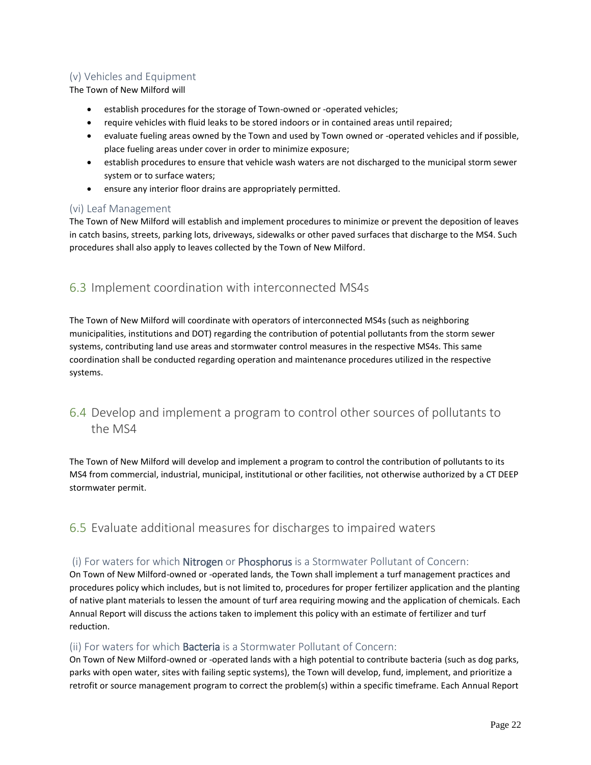### (v) Vehicles and Equipment

The Town of New Milford will

- establish procedures for the storage of Town-owned or -operated vehicles;
- require vehicles with fluid leaks to be stored indoors or in contained areas until repaired;
- evaluate fueling areas owned by the Town and used by Town owned or -operated vehicles and if possible, place fueling areas under cover in order to minimize exposure;
- establish procedures to ensure that vehicle wash waters are not discharged to the municipal storm sewer system or to surface waters;
- ensure any interior floor drains are appropriately permitted.

### (vi) Leaf Management

The Town of New Milford will establish and implement procedures to minimize or prevent the deposition of leaves in catch basins, streets, parking lots, driveways, sidewalks or other paved surfaces that discharge to the MS4. Such procedures shall also apply to leaves collected by the Town of New Milford.

## 6.3 Implement coordination with interconnected MS4s

The Town of New Milford will coordinate with operators of interconnected MS4s (such as neighboring municipalities, institutions and DOT) regarding the contribution of potential pollutants from the storm sewer systems, contributing land use areas and stormwater control measures in the respective MS4s. This same coordination shall be conducted regarding operation and maintenance procedures utilized in the respective systems.

## 6.4 Develop and implement a program to control other sources of pollutants to the MS4

The Town of New Milford will develop and implement a program to control the contribution of pollutants to its MS4 from commercial, industrial, municipal, institutional or other facilities, not otherwise authorized by a CT DEEP stormwater permit.

## 6.5 Evaluate additional measures for discharges to impaired waters

### (i) For waters for which Nitrogen or Phosphorus is a Stormwater Pollutant of Concern:

On Town of New Milford-owned or -operated lands, the Town shall implement a turf management practices and procedures policy which includes, but is not limited to, procedures for proper fertilizer application and the planting of native plant materials to lessen the amount of turf area requiring mowing and the application of chemicals. Each Annual Report will discuss the actions taken to implement this policy with an estimate of fertilizer and turf reduction.

### (ii) For waters for which Bacteria is a Stormwater Pollutant of Concern:

On Town of New Milford-owned or -operated lands with a high potential to contribute bacteria (such as dog parks, parks with open water, sites with failing septic systems), the Town will develop, fund, implement, and prioritize a retrofit or source management program to correct the problem(s) within a specific timeframe. Each Annual Report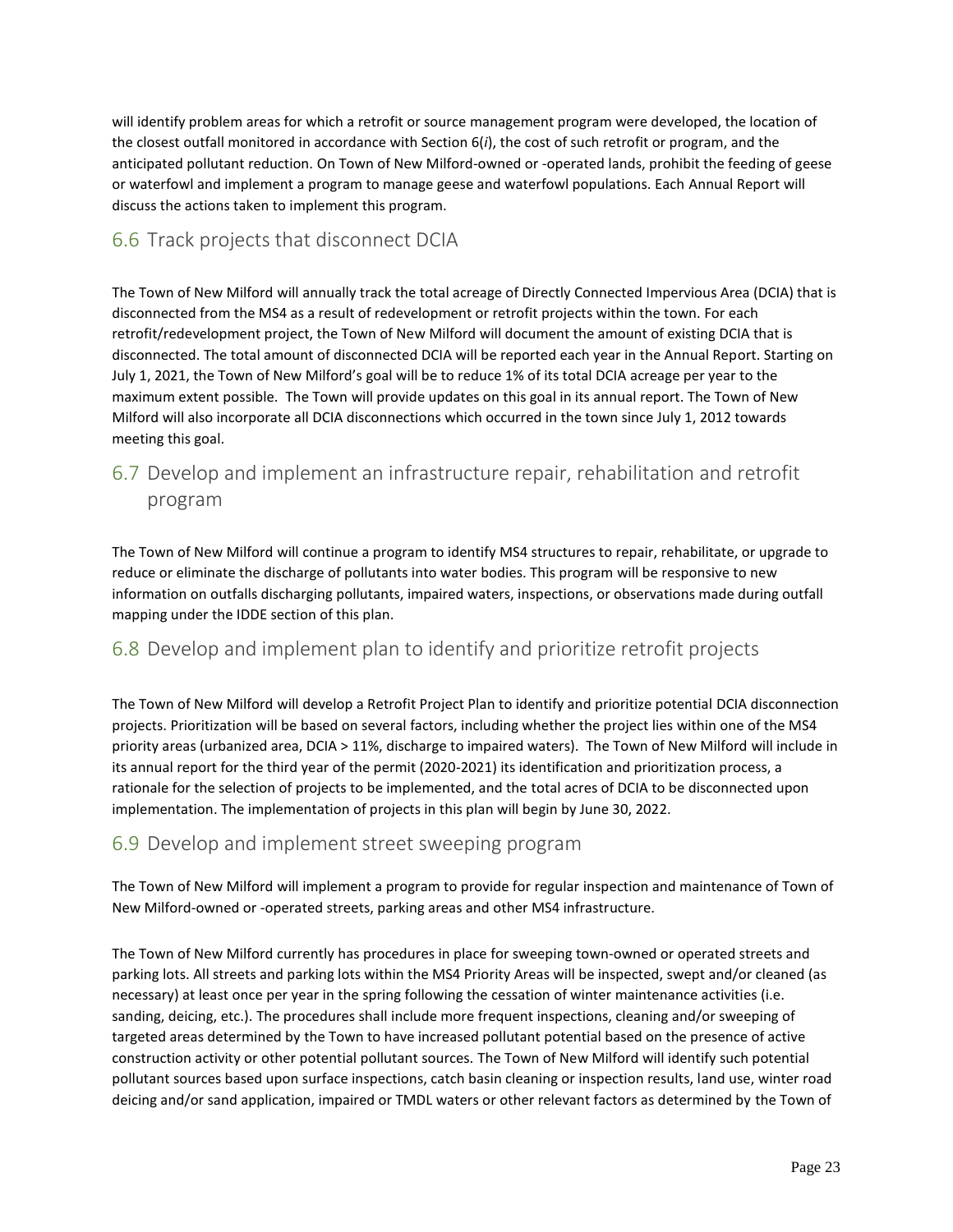will identify problem areas for which a retrofit or source management program were developed, the location of the closest outfall monitored in accordance with Section 6(*i*), the cost of such retrofit or program, and the anticipated pollutant reduction. On Town of New Milford-owned or -operated lands, prohibit the feeding of geese or waterfowl and implement a program to manage geese and waterfowl populations. Each Annual Report will discuss the actions taken to implement this program.

## 6.6 Track projects that disconnect DCIA

The Town of New Milford will annually track the total acreage of Directly Connected Impervious Area (DCIA) that is disconnected from the MS4 as a result of redevelopment or retrofit projects within the town. For each retrofit/redevelopment project, the Town of New Milford will document the amount of existing DCIA that is disconnected. The total amount of disconnected DCIA will be reported each year in the Annual Report. Starting on July 1, 2021, the Town of New Milford's goal will be to reduce 1% of its total DCIA acreage per year to the maximum extent possible. The Town will provide updates on this goal in its annual report. The Town of New Milford will also incorporate all DCIA disconnections which occurred in the town since July 1, 2012 towards meeting this goal.

## 6.7 Develop and implement an infrastructure repair, rehabilitation and retrofit program

The Town of New Milford will continue a program to identify MS4 structures to repair, rehabilitate, or upgrade to reduce or eliminate the discharge of pollutants into water bodies. This program will be responsive to new information on outfalls discharging pollutants, impaired waters, inspections, or observations made during outfall mapping under the IDDE section of this plan.

## 6.8 Develop and implement plan to identify and prioritize retrofit projects

The Town of New Milford will develop a Retrofit Project Plan to identify and prioritize potential DCIA disconnection projects. Prioritization will be based on several factors, including whether the project lies within one of the MS4 priority areas (urbanized area, DCIA > 11%, discharge to impaired waters). The Town of New Milford will include in its annual report for the third year of the permit (2020-2021) its identification and prioritization process, a rationale for the selection of projects to be implemented, and the total acres of DCIA to be disconnected upon implementation. The implementation of projects in this plan will begin by June 30, 2022.

## 6.9 Develop and implement street sweeping program

The Town of New Milford will implement a program to provide for regular inspection and maintenance of Town of New Milford-owned or -operated streets, parking areas and other MS4 infrastructure.

The Town of New Milford currently has procedures in place for sweeping town-owned or operated streets and parking lots. All streets and parking lots within the MS4 Priority Areas will be inspected, swept and/or cleaned (as necessary) at least once per year in the spring following the cessation of winter maintenance activities (i.e. sanding, deicing, etc.). The procedures shall include more frequent inspections, cleaning and/or sweeping of targeted areas determined by the Town to have increased pollutant potential based on the presence of active construction activity or other potential pollutant sources. The Town of New Milford will identify such potential pollutant sources based upon surface inspections, catch basin cleaning or inspection results, land use, winter road deicing and/or sand application, impaired or TMDL waters or other relevant factors as determined by the Town of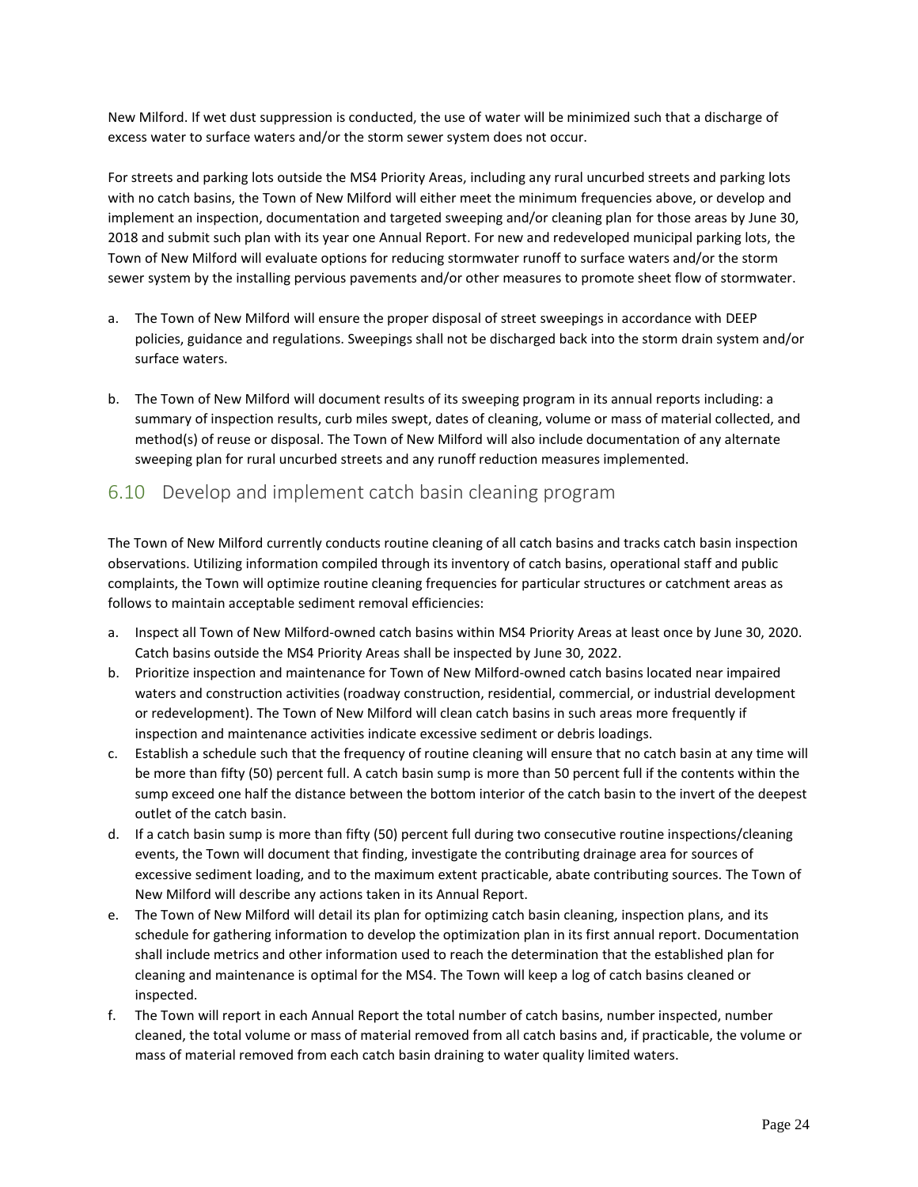New Milford. If wet dust suppression is conducted, the use of water will be minimized such that a discharge of excess water to surface waters and/or the storm sewer system does not occur.

For streets and parking lots outside the MS4 Priority Areas, including any rural uncurbed streets and parking lots with no catch basins, the Town of New Milford will either meet the minimum frequencies above, or develop and implement an inspection, documentation and targeted sweeping and/or cleaning plan for those areas by June 30, 2018 and submit such plan with its year one Annual Report. For new and redeveloped municipal parking lots, the Town of New Milford will evaluate options for reducing stormwater runoff to surface waters and/or the storm sewer system by the installing pervious pavements and/or other measures to promote sheet flow of stormwater.

a. The Town of New Milford will ensure the proper disposal of street sweepings in accordance with DEEP policies, guidance and regulations. Sweepings shall not be discharged back into the storm drain system and/or surface waters.

b. The Town of New Milford will document results of its sweeping program in its annual reports including: a summary of inspection results, curb miles swept, dates of cleaning, volume or mass of material collected, and method(s) of reuse or disposal. The Town of New Milford will also include documentation of any alternate sweeping plan for rural uncurbed streets and any runoff reduction measures implemented.

## 6.10 Develop and implement catch basin cleaning program

The Town of New Milford currently conducts routine cleaning of all catch basins and tracks catch basin inspection observations. Utilizing information compiled through its inventory of catch basins, operational staff and public complaints, the Town will optimize routine cleaning frequencies for particular structures or catchment areas as follows to maintain acceptable sediment removal efficiencies:

a. Inspect all Town of New Milford-owned catch basins within MS4 Priority Areas at least once by June 30, 2020. Catch basins outside the MS4 Priority Areas shall be inspected by June 30, 2022.
b. Prioritize inspection and maintenance for Town of New Milford-owned catch basins located near impaired waters and construction activities (roadway construction, residential, commercial, or industrial development or redevelopment). The Town of New Milford will clean catch basins in such areas more frequently if inspection and maintenance activities indicate excessive sediment or debris loadings.
c. Establish a schedule such that the frequency of routine cleaning will ensure that no catch basin at any time will be more than fifty (50) percent full. A catch basin sump is more than 50 percent full if the contents within the sump exceed one half the distance between the bottom interior of the catch basin to the invert of the deepest outlet of the catch basin.
d. If a catch basin sump is more than fifty (50) percent full during two consecutive routine inspections/cleaning events, the Town will document that finding, investigate the contributing drainage area for sources of excessive sediment loading, and to the maximum extent practicable, abate contributing sources. The Town of New Milford will describe any actions taken in its Annual Report.
e. The Town of New Milford will detail its plan for optimizing catch basin cleaning, inspection plans, and its schedule for gathering information to develop the optimization plan in its first annual report. Documentation shall include metrics and other information used to reach the determination that the established plan for cleaning and maintenance is optimal for the MS4. The Town will keep a log of catch basins cleaned or inspected.
f. The Town will report in each Annual Report the total number of catch basins, number inspected, number cleaned, the total volume or mass of material removed from all catch basins and, if practicable, the volume or mass of material removed from each catch basin draining to water quality limited waters.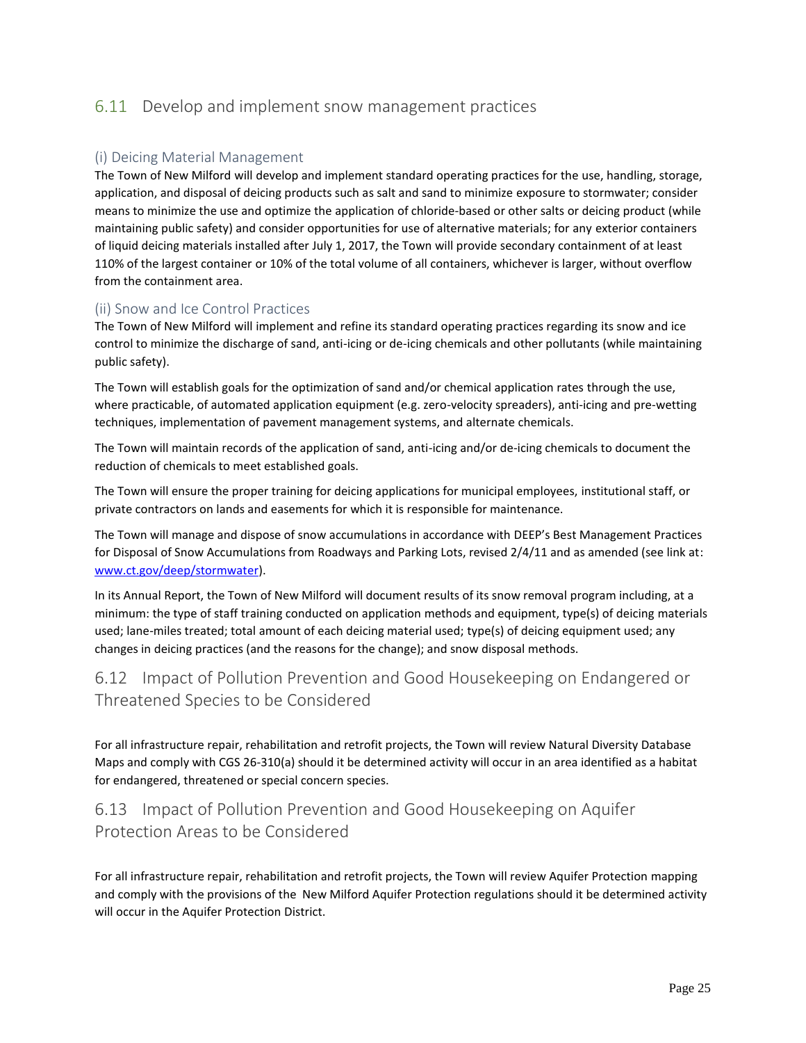## 6.11 Develop and implement snow management practices

### (i) Deicing Material Management

The Town of New Milford will develop and implement standard operating practices for the use, handling, storage, application, and disposal of deicing products such as salt and sand to minimize exposure to stormwater; consider means to minimize the use and optimize the application of chloride-based or other salts or deicing product (while maintaining public safety) and consider opportunities for use of alternative materials; for any exterior containers of liquid deicing materials installed after July 1, 2017, the Town will provide secondary containment of at least 110% of the largest container or 10% of the total volume of all containers, whichever is larger, without overflow from the containment area.

### (ii) Snow and Ice Control Practices

The Town of New Milford will implement and refine its standard operating practices regarding its snow and ice control to minimize the discharge of sand, anti-icing or de-icing chemicals and other pollutants (while maintaining public safety).

The Town will establish goals for the optimization of sand and/or chemical application rates through the use, where practicable, of automated application equipment (e.g. zero-velocity spreaders), anti-icing and pre-wetting techniques, implementation of pavement management systems, and alternate chemicals.

The Town will maintain records of the application of sand, anti-icing and/or de-icing chemicals to document the reduction of chemicals to meet established goals.

The Town will ensure the proper training for deicing applications for municipal employees, institutional staff, or private contractors on lands and easements for which it is responsible for maintenance.

The Town will manage and dispose of snow accumulations in accordance with DEEP's Best Management Practices for Disposal of Snow Accumulations from Roadways and Parking Lots, revised 2/4/11 and as amended (see link at: [www.ct.gov/deep/stormwater](www.ct.gov/deep/stormwater)).

In its Annual Report, the Town of New Milford will document results of its snow removal program including, at a minimum: the type of staff training conducted on application methods and equipment, type(s) of deicing materials used; lane-miles treated; total amount of each deicing material used; type(s) of deicing equipment used; any changes in deicing practices (and the reasons for the change); and snow disposal methods.

## 6.12 Impact of Pollution Prevention and Good Housekeeping on Endangered or Threatened Species to be Considered

For all infrastructure repair, rehabilitation and retrofit projects, the Town will review Natural Diversity Database Maps and comply with CGS 26-310(a) should it be determined activity will occur in an area identified as a habitat for endangered, threatened or special concern species.

## 6.13 Impact of Pollution Prevention and Good Housekeeping on Aquifer Protection Areas to be Considered

For all infrastructure repair, rehabilitation and retrofit projects, the Town will review Aquifer Protection mapping and comply with the provisions of the New Milford Aquifer Protection regulations should it be determined activity will occur in the Aquifer Protection District.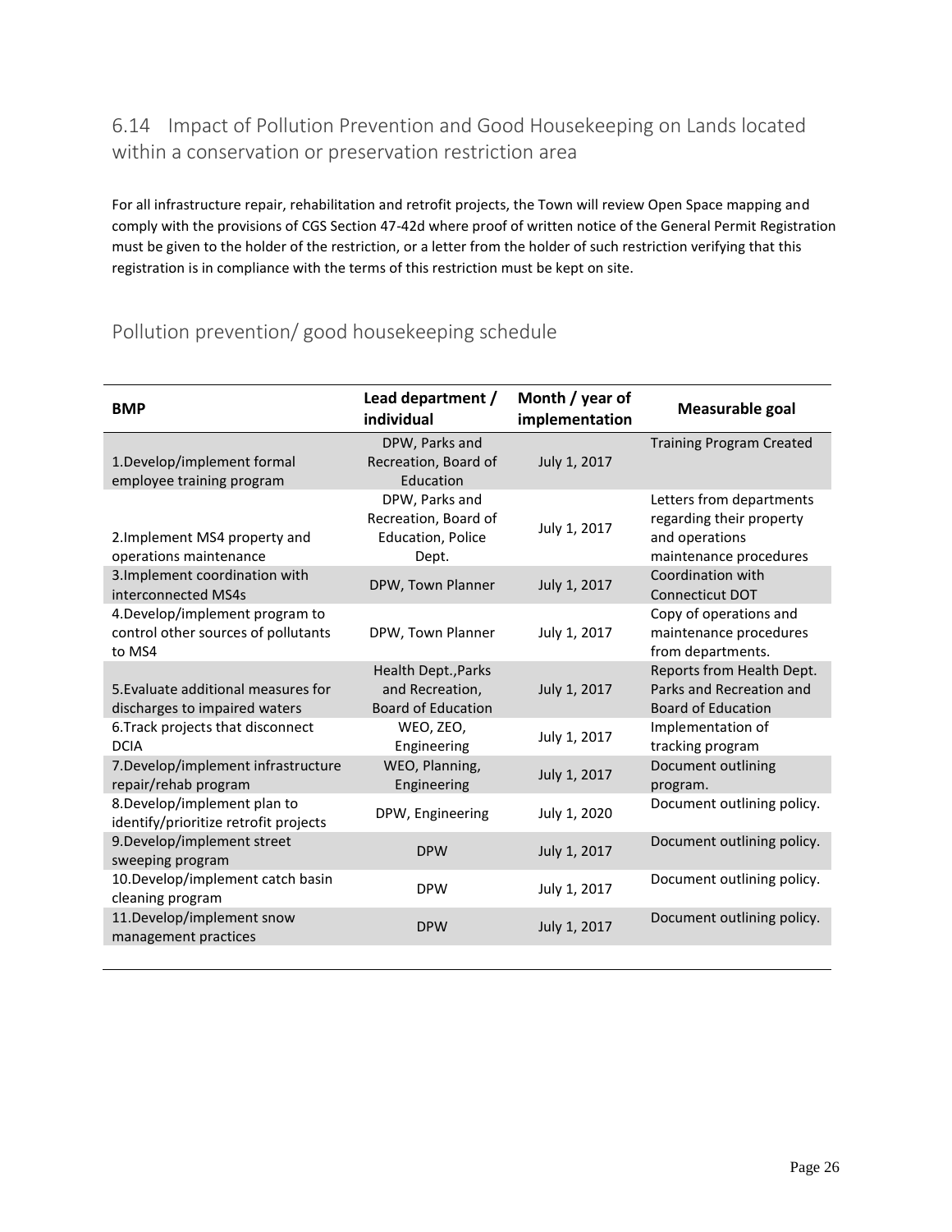## 6.14 Impact of Pollution Prevention and Good Housekeeping on Lands located within a conservation or preservation restriction area

For all infrastructure repair, rehabilitation and retrofit projects, the Town will review Open Space mapping and comply with the provisions of CGS Section 47-42d where proof of written notice of the General Permit Registration must be given to the holder of the restriction, or a letter from the holder of such restriction verifying that this registration is in compliance with the terms of this restriction must be kept on site.

## Pollution prevention/ good housekeeping schedule

| BMP | Lead department / individual | Month / year of implementation | Measurable goal |
|---|---|---|---|
| 1.Develop/implement formal employee training program | DPW, Parks and Recreation, Board of Education | July 1, 2017 | Training Program Created |
| 2.Implement MS4 property and operations maintenance | DPW, Parks and Recreation, Board of Education, Police Dept. | July 1, 2017 | Letters from departments regarding their property and operations maintenance procedures |
| 3.Implement coordination with interconnected MS4s | DPW, Town Planner | July 1, 2017 | Coordination with Connecticut DOT |
| 4.Develop/implement program to control other sources of pollutants to MS4 | DPW, Town Planner | July 1, 2017 | Copy of operations and maintenance procedures from departments. |
| 5.Evaluate additional measures for discharges to impaired waters | Health Dept.,Parks and Recreation, Board of Education | July 1, 2017 | Reports from Health Dept. Parks and Recreation and Board of Education |
| 6.Track projects that disconnect DCIA | WEO, ZEO, Engineering | July 1, 2017 | Implementation of tracking program |
| 7.Develop/implement infrastructure repair/rehab program | WEO, Planning, Engineering | July 1, 2017 | Document outlining program. |
| 8.Develop/implement plan to identify/prioritize retrofit projects | DPW, Engineering | July 1, 2020 | Document outlining policy. |
| 9.Develop/implement street sweeping program | DPW | July 1, 2017 | Document outlining policy. |
| 10.Develop/implement catch basin cleaning program | DPW | July 1, 2017 | Document outlining policy. |
| 11.Develop/implement snow management practices | DPW | July 1, 2017 | Document outlining policy. |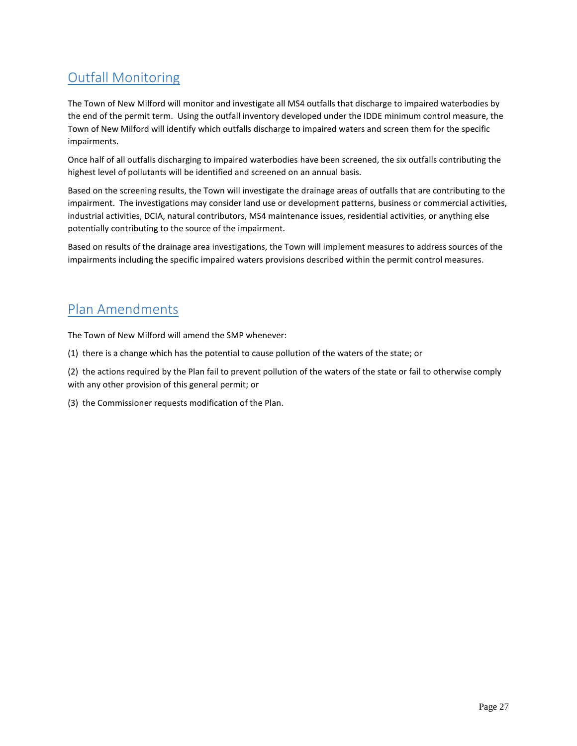## Outfall Monitoring

The Town of New Milford will monitor and investigate all MS4 outfalls that discharge to impaired waterbodies by the end of the permit term. Using the outfall inventory developed under the IDDE minimum control measure, the Town of New Milford will identify which outfalls discharge to impaired waters and screen them for the specific impairments.

Once half of all outfalls discharging to impaired waterbodies have been screened, the six outfalls contributing the highest level of pollutants will be identified and screened on an annual basis.

Based on the screening results, the Town will investigate the drainage areas of outfalls that are contributing to the impairment. The investigations may consider land use or development patterns, business or commercial activities, industrial activities, DCIA, natural contributors, MS4 maintenance issues, residential activities, or anything else potentially contributing to the source of the impairment.

Based on results of the drainage area investigations, the Town will implement measures to address sources of the impairments including the specific impaired waters provisions described within the permit control measures.

## Plan Amendments

The Town of New Milford will amend the SMP whenever:

(1) there is a change which has the potential to cause pollution of the waters of the state; or

(2) the actions required by the Plan fail to prevent pollution of the waters of the state or fail to otherwise comply with any other provision of this general permit; or

(3) the Commissioner requests modification of the Plan.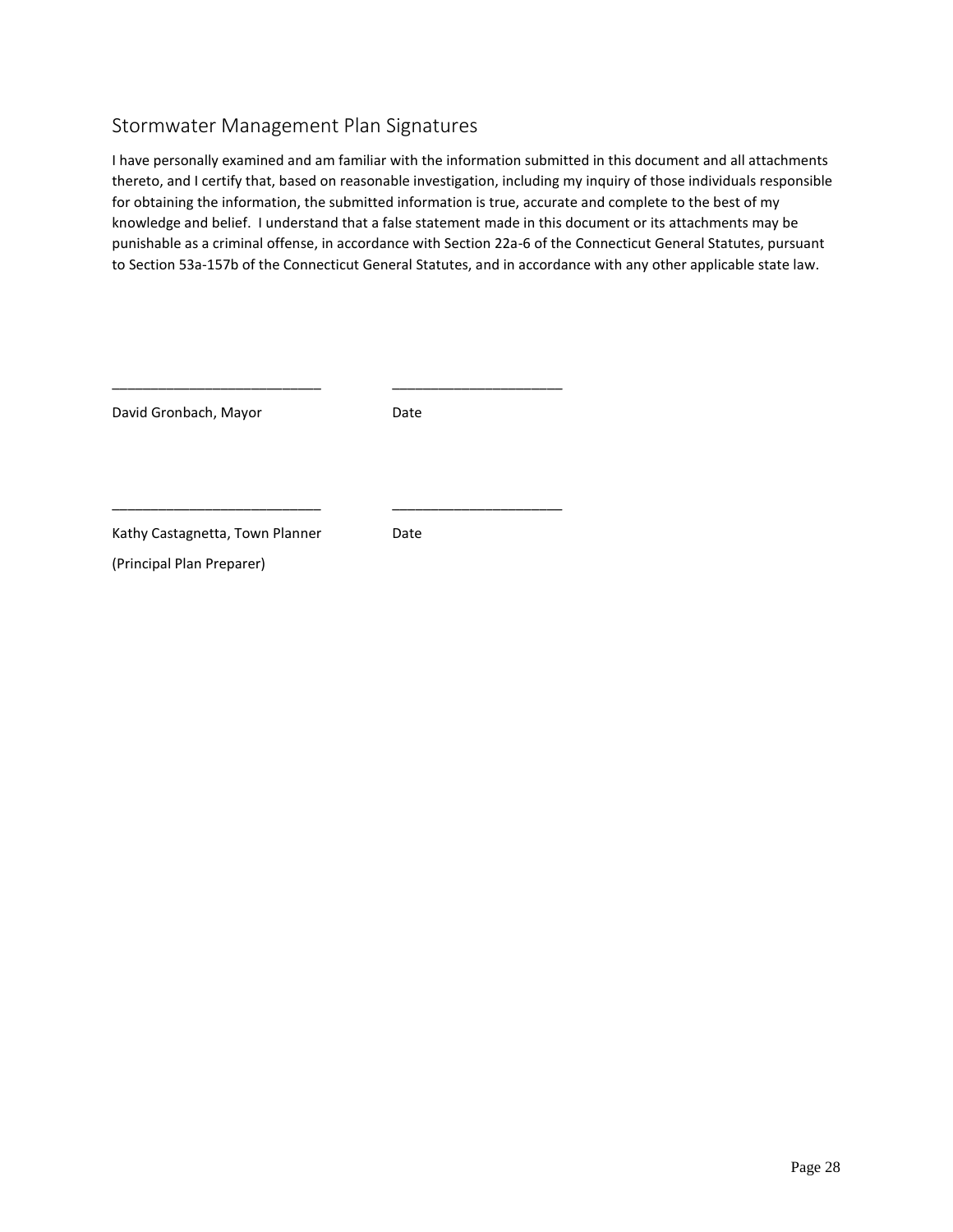## Stormwater Management Plan Signatures

I have personally examined and am familiar with the information submitted in this document and all attachments thereto, and I certify that, based on reasonable investigation, including my inquiry of those individuals responsible for obtaining the information, the submitted information is true, accurate and complete to the best of my knowledge and belief. I understand that a false statement made in this document or its attachments may be punishable as a criminal offense, in accordance with Section 22a-6 of the Connecticut General Statutes, pursuant to Section 53a-157b of the Connecticut General Statutes, and in accordance with any other applicable state law.

___________________________ ______________________

David Gronbach, Mayor Date

___________________________ ______________________

Kathy Castagnetta, Town Planner Date

(Principal Plan Preparer)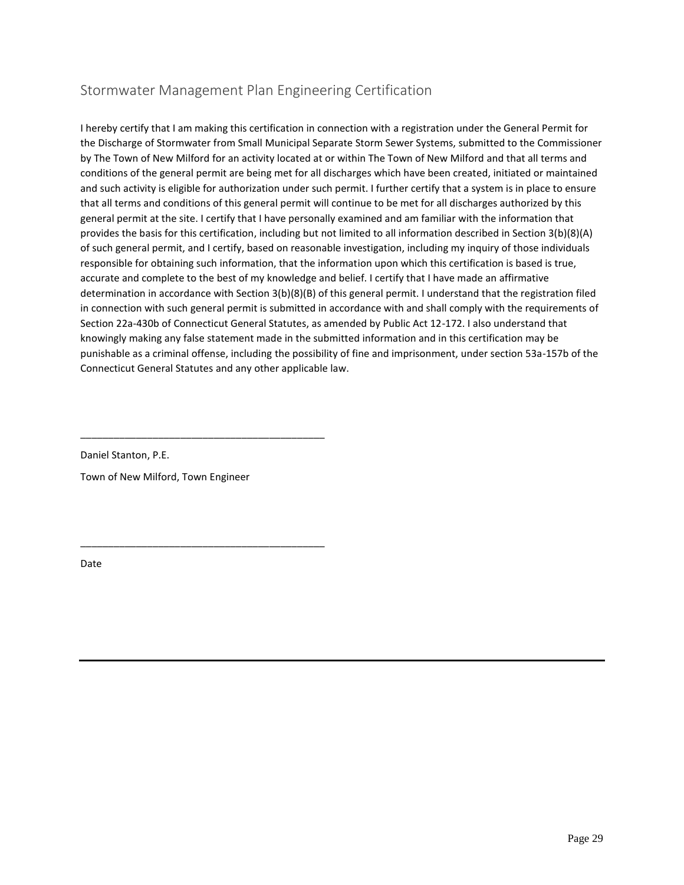## Stormwater Management Plan Engineering Certification

I hereby certify that I am making this certification in connection with a registration under the General Permit for the Discharge of Stormwater from Small Municipal Separate Storm Sewer Systems, submitted to the Commissioner by The Town of New Milford for an activity located at or within The Town of New Milford and that all terms and conditions of the general permit are being met for all discharges which have been created, initiated or maintained and such activity is eligible for authorization under such permit. I further certify that a system is in place to ensure that all terms and conditions of this general permit will continue to be met for all discharges authorized by this general permit at the site. I certify that I have personally examined and am familiar with the information that provides the basis for this certification, including but not limited to all information described in Section 3(b)(8)(A) of such general permit, and I certify, based on reasonable investigation, including my inquiry of those individuals responsible for obtaining such information, that the information upon which this certification is based is true, accurate and complete to the best of my knowledge and belief. I certify that I have made an affirmative determination in accordance with Section 3(b)(8)(B) of this general permit. I understand that the registration filed in connection with such general permit is submitted in accordance with and shall comply with the requirements of Section 22a-430b of Connecticut General Statutes, as amended by Public Act 12-172. I also understand that knowingly making any false statement made in the submitted information and in this certification may be punishable as a criminal offense, including the possibility of fine and imprisonment, under section 53a-157b of the Connecticut General Statutes and any other applicable law.

_____________________________________________

Daniel Stanton, P.E.

Town of New Milford, Town Engineer

_____________________________________________

Date